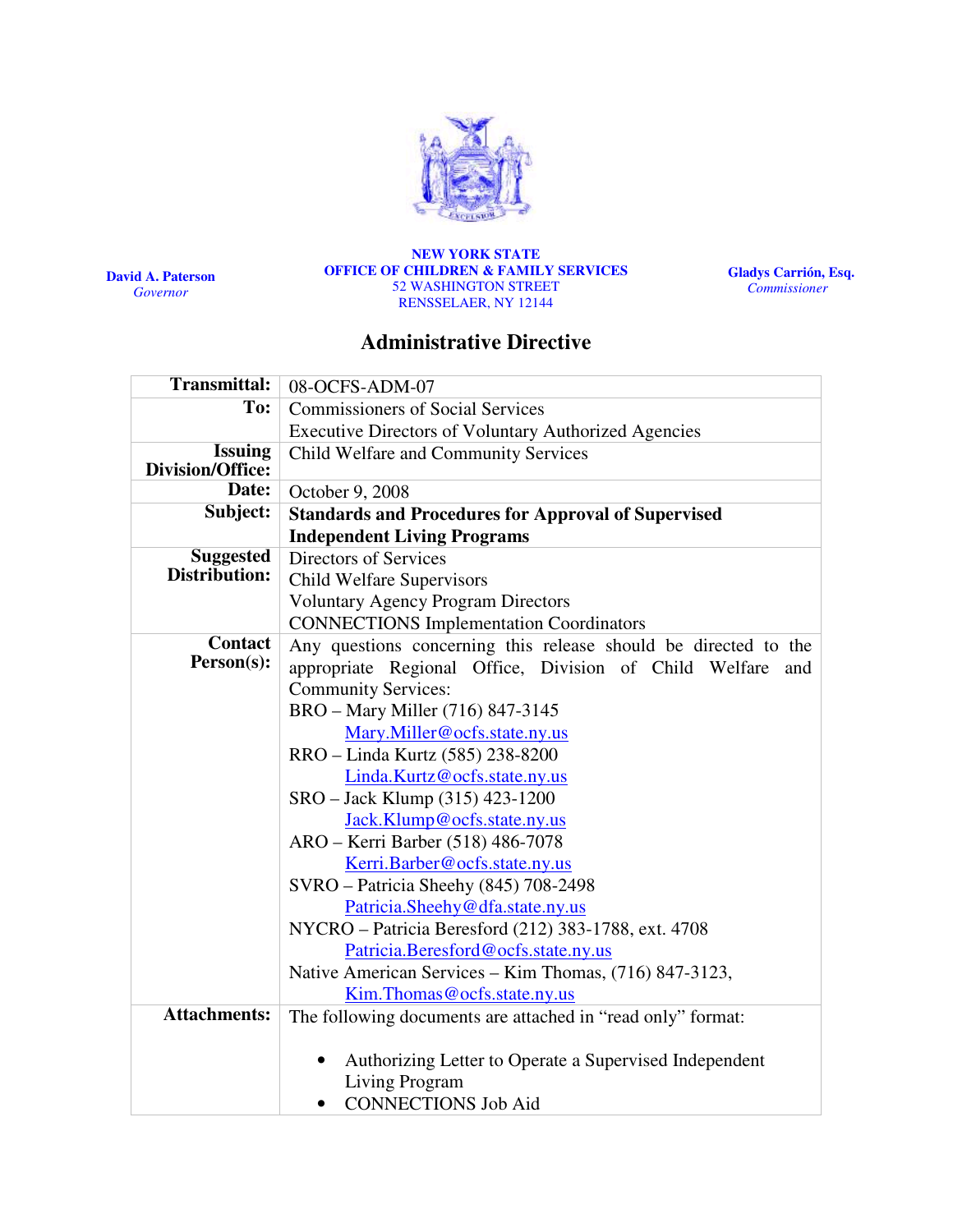**David A. Paterson**
*Governor*

**NEW YORK STATE**
**OFFICE OF CHILDREN & FAMILY SERVICES**
52 WASHINGTON STREET
RENSSELAER, NY 12144

**Gladys Carrión, Esq.**
*Commissioner*

# Administrative Directive

| | |
|---|---|
| **Transmittal:** | 08-OCFS-ADM-07 |
| **To:** | Commissioners of Social Services<br>Executive Directors of Voluntary Authorized Agencies |
| **Issuing Division/Office:** | Child Welfare and Community Services |
| **Date:** | October 9, 2008 |
| **Subject:** | **Standards and Procedures for Approval of Supervised Independent Living Programs** |
| **Suggested Distribution:** | Directors of Services<br>Child Welfare Supervisors<br>Voluntary Agency Program Directors<br>CONNECTIONS Implementation Coordinators |
| **Contact Person(s):** | Any questions concerning this release should be directed to the appropriate Regional Office, Division of Child Welfare and Community Services:<br>BRO – Mary Miller (716) 847-3145 Mary.Miller@ocfs.state.ny.us<br>RRO – Linda Kurtz (585) 238-8200 Linda.Kurtz@ocfs.state.ny.us<br>SRO – Jack Klump (315) 423-1200 Jack.Klump@ocfs.state.ny.us<br>ARO – Kerri Barber (518) 486-7078 Kerri.Barber@ocfs.state.ny.us<br>SVRO – Patricia Sheehy (845) 708-2498 Patricia.Sheehy@dfa.state.ny.us<br>NYCRO – Patricia Beresford (212) 383-1788, ext. 4708 Patricia.Beresford@ocfs.state.ny.us<br>Native American Services – Kim Thomas, (716) 847-3123, Kim.Thomas@ocfs.state.ny.us |
| **Attachments:** | The following documents are attached in "read only" format:<br>• Authorizing Letter to Operate a Supervised Independent Living Program<br>• CONNECTIONS Job Aid |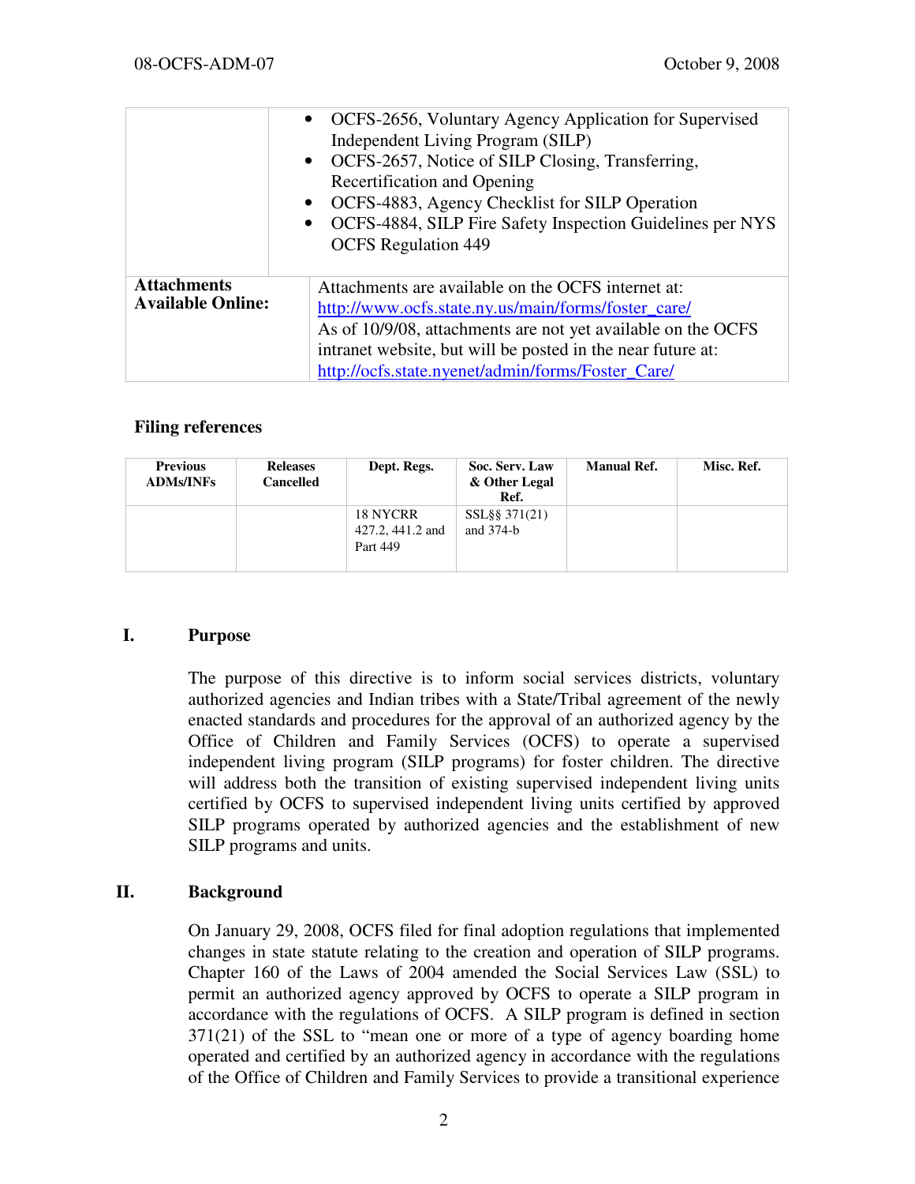| | |
|---|---|
| | • OCFS-2656, Voluntary Agency Application for Supervised Independent Living Program (SILP)<br>• OCFS-2657, Notice of SILP Closing, Transferring, Recertification and Opening<br>• OCFS-4883, Agency Checklist for SILP Operation<br>• OCFS-4884, SILP Fire Safety Inspection Guidelines per NYS OCFS Regulation 449 |
| **Attachments Available Online:** | Attachments are available on the OCFS internet at: http://www.ocfs.state.ny.us/main/forms/foster_care/<br>As of 10/9/08, attachments are not yet available on the OCFS intranet website, but will be posted in the near future at: http://ocfs.state.nyenet/admin/forms/Foster_Care/ |

### Filing references

| Previous ADMs/INFs | Releases Cancelled | Dept. Regs. | Soc. Serv. Law & Other Legal Ref. | Manual Ref. | Misc. Ref. |
|---|---|---|---|---|---|
| | | 18 NYCRR 427.2, 441.2 and Part 449 | SSL§§ 371(21) and 374-b | | |

## I. Purpose

The purpose of this directive is to inform social services districts, voluntary authorized agencies and Indian tribes with a State/Tribal agreement of the newly enacted standards and procedures for the approval of an authorized agency by the Office of Children and Family Services (OCFS) to operate a supervised independent living program (SILP programs) for foster children. The directive will address both the transition of existing supervised independent living units certified by OCFS to supervised independent living units certified by approved SILP programs operated by authorized agencies and the establishment of new SILP programs and units.

## II. Background

On January 29, 2008, OCFS filed for final adoption regulations that implemented changes in state statute relating to the creation and operation of SILP programs. Chapter 160 of the Laws of 2004 amended the Social Services Law (SSL) to permit an authorized agency approved by OCFS to operate a SILP program in accordance with the regulations of OCFS. A SILP program is defined in section 371(21) of the SSL to "mean one or more of a type of agency boarding home operated and certified by an authorized agency in accordance with the regulations of the Office of Children and Family Services to provide a transitional experience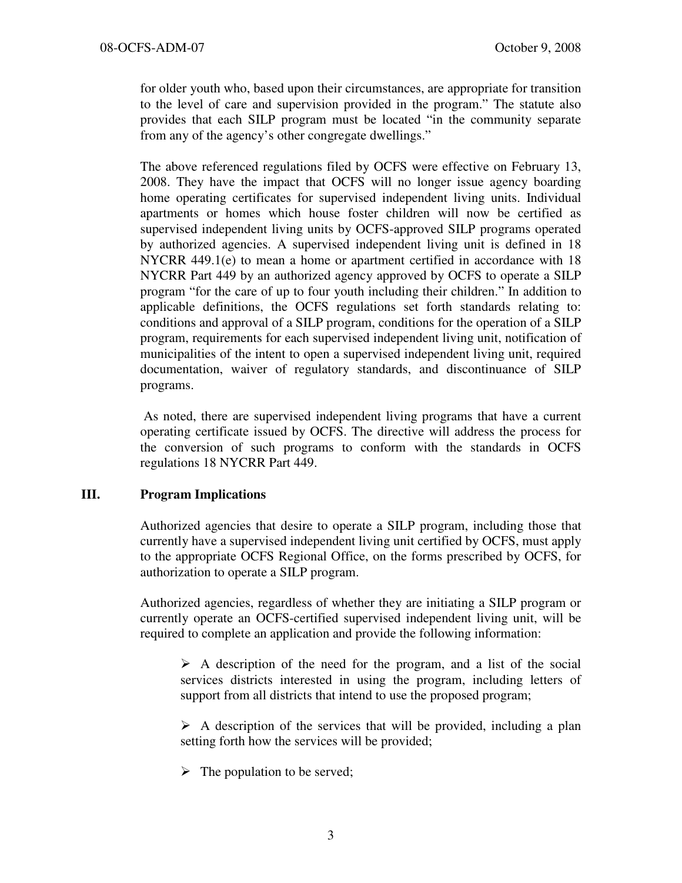for older youth who, based upon their circumstances, are appropriate for transition to the level of care and supervision provided in the program." The statute also provides that each SILP program must be located "in the community separate from any of the agency's other congregate dwellings."

The above referenced regulations filed by OCFS were effective on February 13, 2008. They have the impact that OCFS will no longer issue agency boarding home operating certificates for supervised independent living units. Individual apartments or homes which house foster children will now be certified as supervised independent living units by OCFS-approved SILP programs operated by authorized agencies. A supervised independent living unit is defined in 18 NYCRR 449.1(e) to mean a home or apartment certified in accordance with 18 NYCRR Part 449 by an authorized agency approved by OCFS to operate a SILP program "for the care of up to four youth including their children." In addition to applicable definitions, the OCFS regulations set forth standards relating to: conditions and approval of a SILP program, conditions for the operation of a SILP program, requirements for each supervised independent living unit, notification of municipalities of the intent to open a supervised independent living unit, required documentation, waiver of regulatory standards, and discontinuance of SILP programs.

As noted, there are supervised independent living programs that have a current operating certificate issued by OCFS. The directive will address the process for the conversion of such programs to conform with the standards in OCFS regulations 18 NYCRR Part 449.

## III. Program Implications

Authorized agencies that desire to operate a SILP program, including those that currently have a supervised independent living unit certified by OCFS, must apply to the appropriate OCFS Regional Office, on the forms prescribed by OCFS, for authorization to operate a SILP program.

Authorized agencies, regardless of whether they are initiating a SILP program or currently operate an OCFS-certified supervised independent living unit, will be required to complete an application and provide the following information:

- A description of the need for the program, and a list of the social services districts interested in using the program, including letters of support from all districts that intend to use the proposed program;
- A description of the services that will be provided, including a plan setting forth how the services will be provided;
- The population to be served;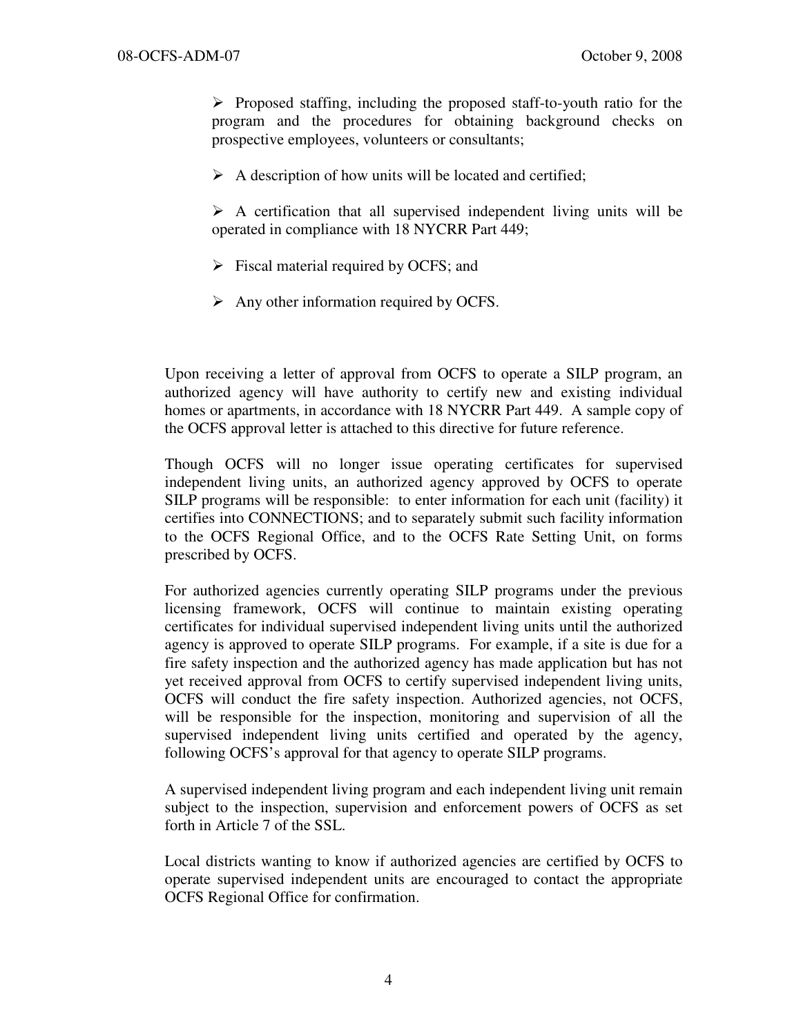- Proposed staffing, including the proposed staff-to-youth ratio for the program and the procedures for obtaining background checks on prospective employees, volunteers or consultants;
- A description of how units will be located and certified;
- A certification that all supervised independent living units will be operated in compliance with 18 NYCRR Part 449;
- Fiscal material required by OCFS; and
- Any other information required by OCFS.

Upon receiving a letter of approval from OCFS to operate a SILP program, an authorized agency will have authority to certify new and existing individual homes or apartments, in accordance with 18 NYCRR Part 449. A sample copy of the OCFS approval letter is attached to this directive for future reference.

Though OCFS will no longer issue operating certificates for supervised independent living units, an authorized agency approved by OCFS to operate SILP programs will be responsible: to enter information for each unit (facility) it certifies into CONNECTIONS; and to separately submit such facility information to the OCFS Regional Office, and to the OCFS Rate Setting Unit, on forms prescribed by OCFS.

For authorized agencies currently operating SILP programs under the previous licensing framework, OCFS will continue to maintain existing operating certificates for individual supervised independent living units until the authorized agency is approved to operate SILP programs. For example, if a site is due for a fire safety inspection and the authorized agency has made application but has not yet received approval from OCFS to certify supervised independent living units, OCFS will conduct the fire safety inspection. Authorized agencies, not OCFS, will be responsible for the inspection, monitoring and supervision of all the supervised independent living units certified and operated by the agency, following OCFS's approval for that agency to operate SILP programs.

A supervised independent living program and each independent living unit remain subject to the inspection, supervision and enforcement powers of OCFS as set forth in Article 7 of the SSL.

Local districts wanting to know if authorized agencies are certified by OCFS to operate supervised independent units are encouraged to contact the appropriate OCFS Regional Office for confirmation.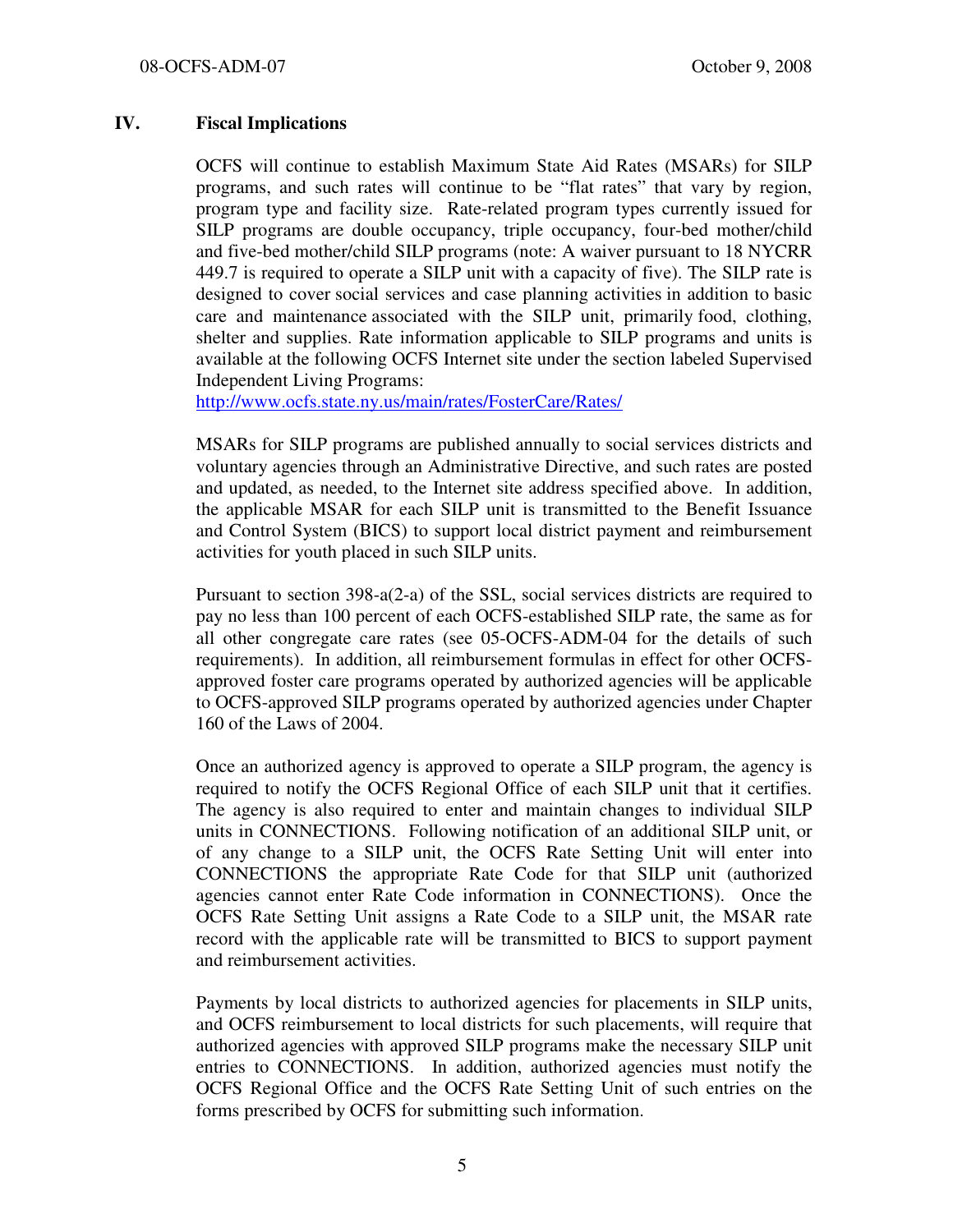## IV. Fiscal Implications

OCFS will continue to establish Maximum State Aid Rates (MSARs) for SILP programs, and such rates will continue to be "flat rates" that vary by region, program type and facility size. Rate-related program types currently issued for SILP programs are double occupancy, triple occupancy, four-bed mother/child and five-bed mother/child SILP programs (note: A waiver pursuant to 18 NYCRR 449.7 is required to operate a SILP unit with a capacity of five). The SILP rate is designed to cover social services and case planning activities in addition to basic care and maintenance associated with the SILP unit, primarily food, clothing, shelter and supplies. Rate information applicable to SILP programs and units is available at the following OCFS Internet site under the section labeled Supervised Independent Living Programs:
http://www.ocfs.state.ny.us/main/rates/FosterCare/Rates/

MSARs for SILP programs are published annually to social services districts and voluntary agencies through an Administrative Directive, and such rates are posted and updated, as needed, to the Internet site address specified above. In addition, the applicable MSAR for each SILP unit is transmitted to the Benefit Issuance and Control System (BICS) to support local district payment and reimbursement activities for youth placed in such SILP units.

Pursuant to section 398-a(2-a) of the SSL, social services districts are required to pay no less than 100 percent of each OCFS-established SILP rate, the same as for all other congregate care rates (see 05-OCFS-ADM-04 for the details of such requirements). In addition, all reimbursement formulas in effect for other OCFS-approved foster care programs operated by authorized agencies will be applicable to OCFS-approved SILP programs operated by authorized agencies under Chapter 160 of the Laws of 2004.

Once an authorized agency is approved to operate a SILP program, the agency is required to notify the OCFS Regional Office of each SILP unit that it certifies. The agency is also required to enter and maintain changes to individual SILP units in CONNECTIONS. Following notification of an additional SILP unit, or of any change to a SILP unit, the OCFS Rate Setting Unit will enter into CONNECTIONS the appropriate Rate Code for that SILP unit (authorized agencies cannot enter Rate Code information in CONNECTIONS). Once the OCFS Rate Setting Unit assigns a Rate Code to a SILP unit, the MSAR rate record with the applicable rate will be transmitted to BICS to support payment and reimbursement activities.

Payments by local districts to authorized agencies for placements in SILP units, and OCFS reimbursement to local districts for such placements, will require that authorized agencies with approved SILP programs make the necessary SILP unit entries to CONNECTIONS. In addition, authorized agencies must notify the OCFS Regional Office and the OCFS Rate Setting Unit of such entries on the forms prescribed by OCFS for submitting such information.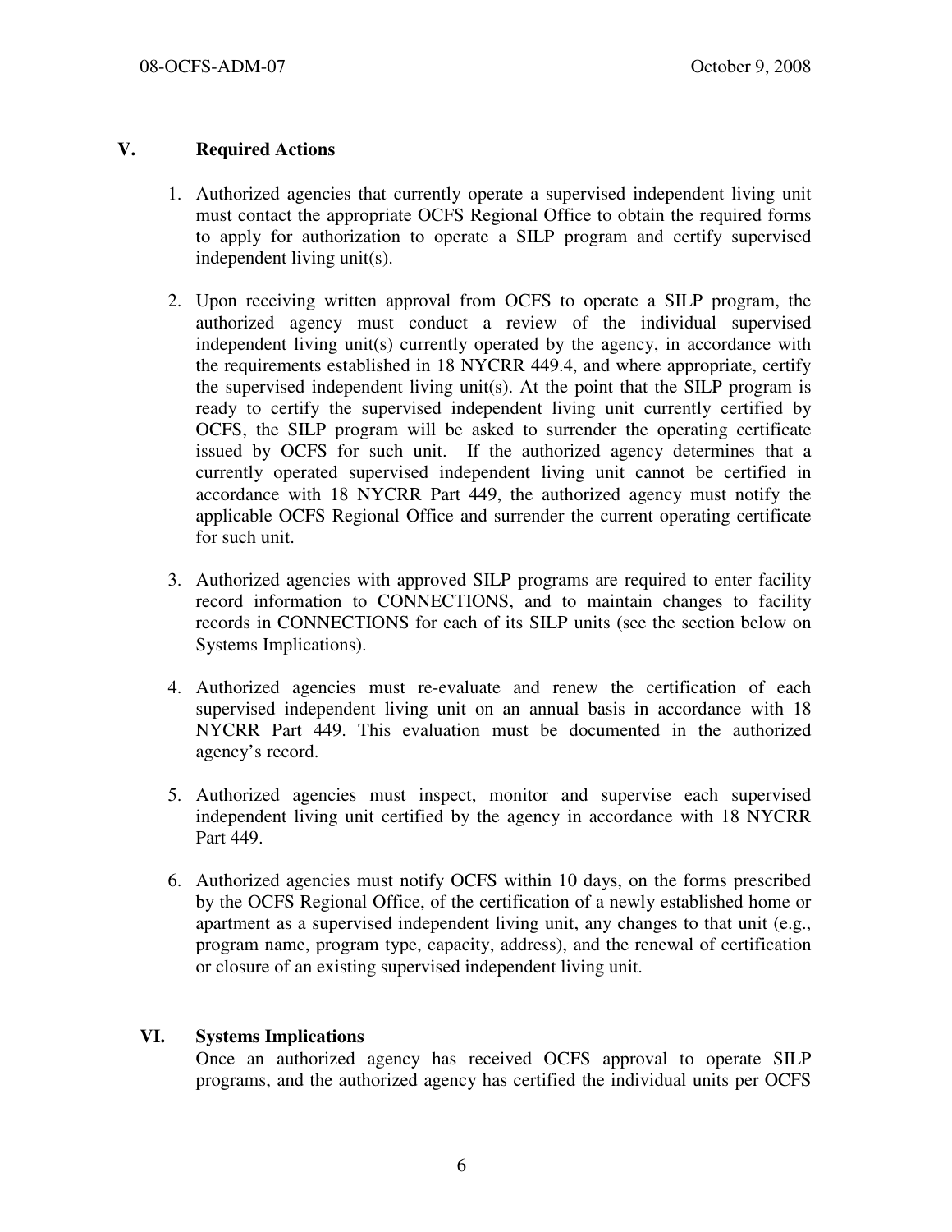## V. Required Actions

1. Authorized agencies that currently operate a supervised independent living unit must contact the appropriate OCFS Regional Office to obtain the required forms to apply for authorization to operate a SILP program and certify supervised independent living unit(s).

2. Upon receiving written approval from OCFS to operate a SILP program, the authorized agency must conduct a review of the individual supervised independent living unit(s) currently operated by the agency, in accordance with the requirements established in 18 NYCRR 449.4, and where appropriate, certify the supervised independent living unit(s). At the point that the SILP program is ready to certify the supervised independent living unit currently certified by OCFS, the SILP program will be asked to surrender the operating certificate issued by OCFS for such unit. If the authorized agency determines that a currently operated supervised independent living unit cannot be certified in accordance with 18 NYCRR Part 449, the authorized agency must notify the applicable OCFS Regional Office and surrender the current operating certificate for such unit.

3. Authorized agencies with approved SILP programs are required to enter facility record information to CONNECTIONS, and to maintain changes to facility records in CONNECTIONS for each of its SILP units (see the section below on Systems Implications).

4. Authorized agencies must re-evaluate and renew the certification of each supervised independent living unit on an annual basis in accordance with 18 NYCRR Part 449. This evaluation must be documented in the authorized agency's record.

5. Authorized agencies must inspect, monitor and supervise each supervised independent living unit certified by the agency in accordance with 18 NYCRR Part 449.

6. Authorized agencies must notify OCFS within 10 days, on the forms prescribed by the OCFS Regional Office, of the certification of a newly established home or apartment as a supervised independent living unit, any changes to that unit (e.g., program name, program type, capacity, address), and the renewal of certification or closure of an existing supervised independent living unit.

## VI. Systems Implications

Once an authorized agency has received OCFS approval to operate SILP programs, and the authorized agency has certified the individual units per OCFS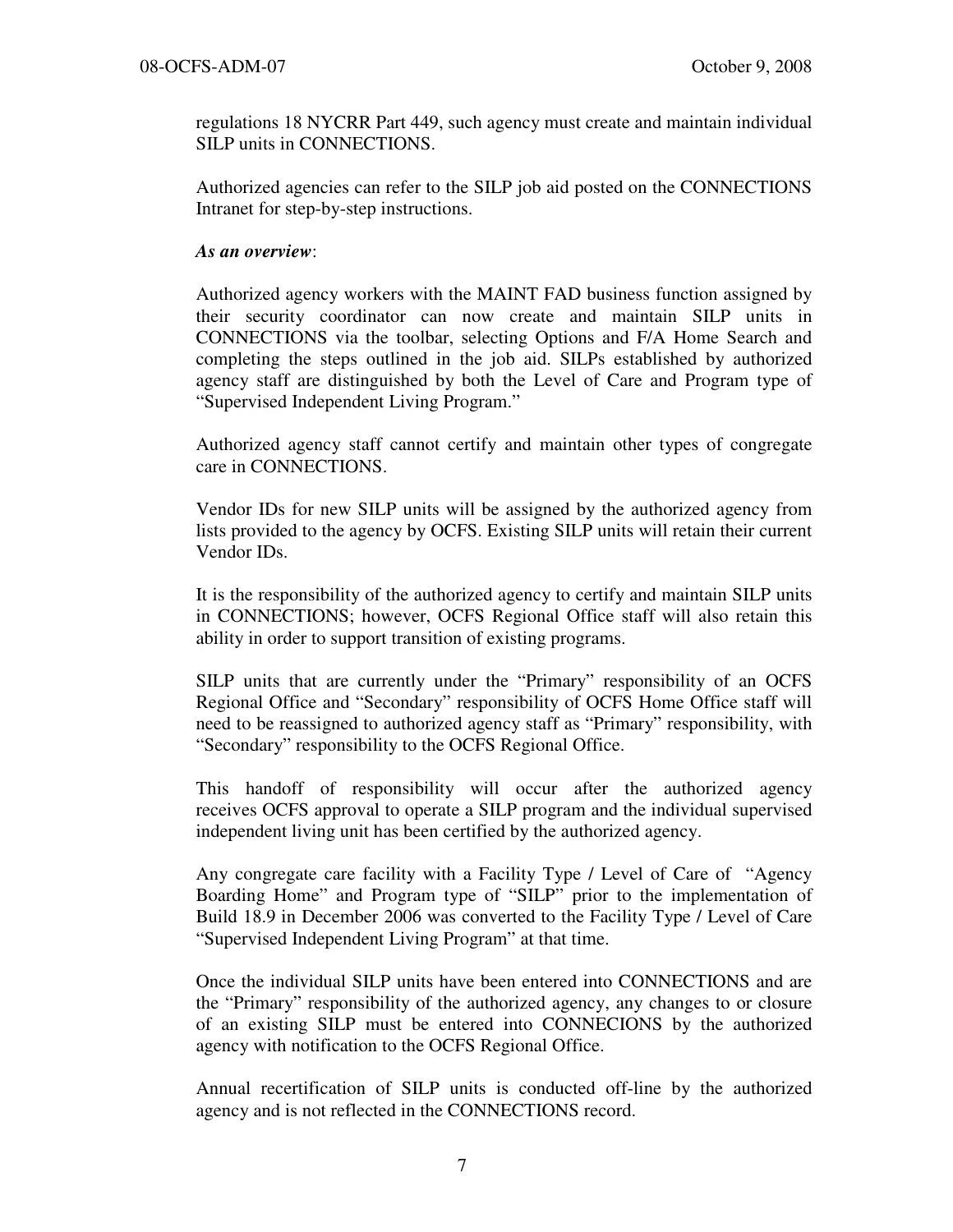regulations 18 NYCRR Part 449, such agency must create and maintain individual SILP units in CONNECTIONS.

Authorized agencies can refer to the SILP job aid posted on the CONNECTIONS Intranet for step-by-step instructions.

***As an overview***:

Authorized agency workers with the MAINT FAD business function assigned by their security coordinator can now create and maintain SILP units in CONNECTIONS via the toolbar, selecting Options and F/A Home Search and completing the steps outlined in the job aid. SILPs established by authorized agency staff are distinguished by both the Level of Care and Program type of "Supervised Independent Living Program."

Authorized agency staff cannot certify and maintain other types of congregate care in CONNECTIONS.

Vendor IDs for new SILP units will be assigned by the authorized agency from lists provided to the agency by OCFS. Existing SILP units will retain their current Vendor IDs.

It is the responsibility of the authorized agency to certify and maintain SILP units in CONNECTIONS; however, OCFS Regional Office staff will also retain this ability in order to support transition of existing programs.

SILP units that are currently under the "Primary" responsibility of an OCFS Regional Office and "Secondary" responsibility of OCFS Home Office staff will need to be reassigned to authorized agency staff as "Primary" responsibility, with "Secondary" responsibility to the OCFS Regional Office.

This handoff of responsibility will occur after the authorized agency receives OCFS approval to operate a SILP program and the individual supervised independent living unit has been certified by the authorized agency.

Any congregate care facility with a Facility Type / Level of Care of "Agency Boarding Home" and Program type of "SILP" prior to the implementation of Build 18.9 in December 2006 was converted to the Facility Type / Level of Care "Supervised Independent Living Program" at that time.

Once the individual SILP units have been entered into CONNECTIONS and are the "Primary" responsibility of the authorized agency, any changes to or closure of an existing SILP must be entered into CONNECIONS by the authorized agency with notification to the OCFS Regional Office.

Annual recertification of SILP units is conducted off-line by the authorized agency and is not reflected in the CONNECTIONS record.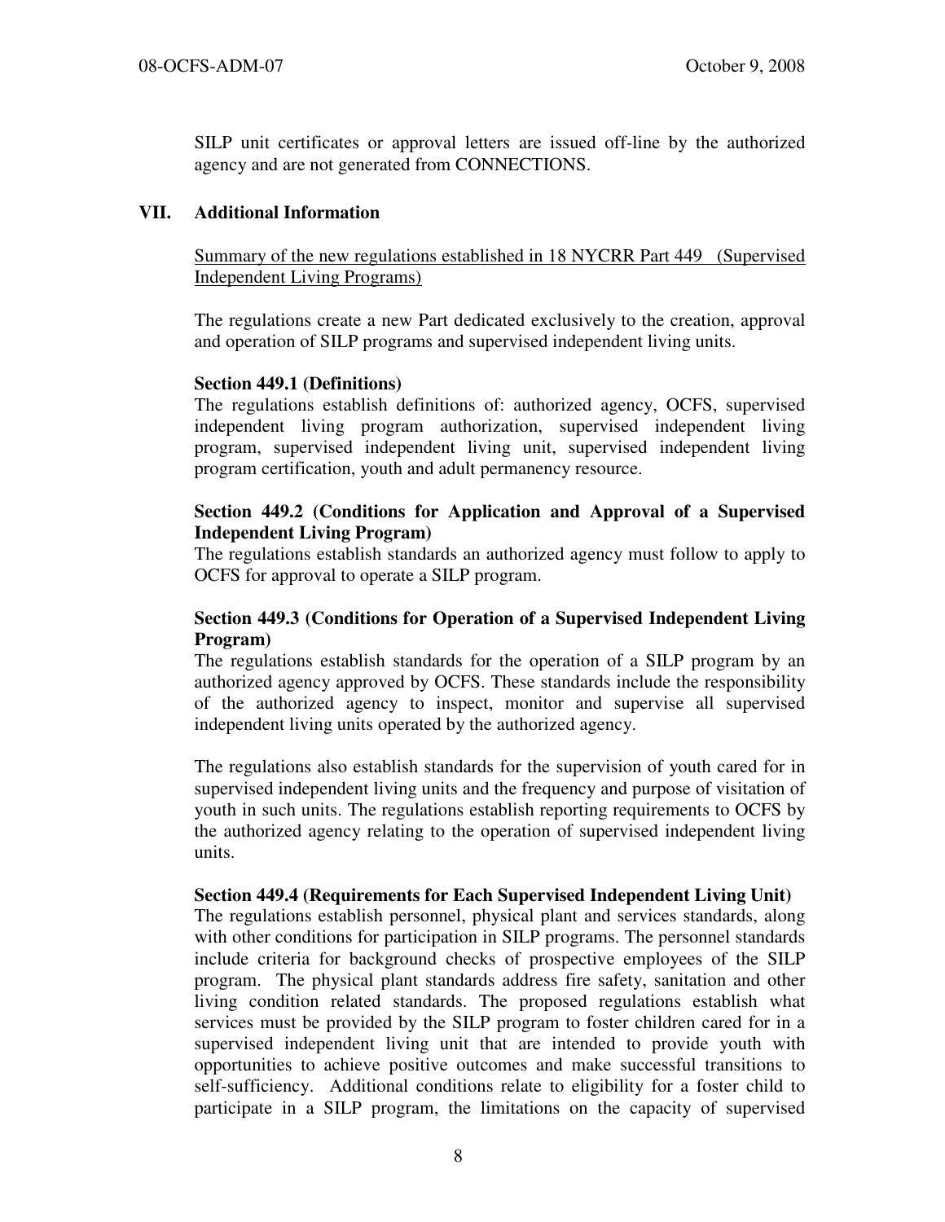SILP unit certificates or approval letters are issued off-line by the authorized agency and are not generated from CONNECTIONS.

## VII. Additional Information

Summary of the new regulations established in 18 NYCRR Part 449 (Supervised Independent Living Programs)

The regulations create a new Part dedicated exclusively to the creation, approval and operation of SILP programs and supervised independent living units.

**Section 449.1 (Definitions)**
The regulations establish definitions of: authorized agency, OCFS, supervised independent living program authorization, supervised independent living program, supervised independent living unit, supervised independent living program certification, youth and adult permanency resource.

**Section 449.2 (Conditions for Application and Approval of a Supervised Independent Living Program)**
The regulations establish standards an authorized agency must follow to apply to OCFS for approval to operate a SILP program.

**Section 449.3 (Conditions for Operation of a Supervised Independent Living Program)**
The regulations establish standards for the operation of a SILP program by an authorized agency approved by OCFS. These standards include the responsibility of the authorized agency to inspect, monitor and supervise all supervised independent living units operated by the authorized agency.

The regulations also establish standards for the supervision of youth cared for in supervised independent living units and the frequency and purpose of visitation of youth in such units. The regulations establish reporting requirements to OCFS by the authorized agency relating to the operation of supervised independent living units.

**Section 449.4 (Requirements for Each Supervised Independent Living Unit)**
The regulations establish personnel, physical plant and services standards, along with other conditions for participation in SILP programs. The personnel standards include criteria for background checks of prospective employees of the SILP program. The physical plant standards address fire safety, sanitation and other living condition related standards. The proposed regulations establish what services must be provided by the SILP program to foster children cared for in a supervised independent living unit that are intended to provide youth with opportunities to achieve positive outcomes and make successful transitions to self-sufficiency. Additional conditions relate to eligibility for a foster child to participate in a SILP program, the limitations on the capacity of supervised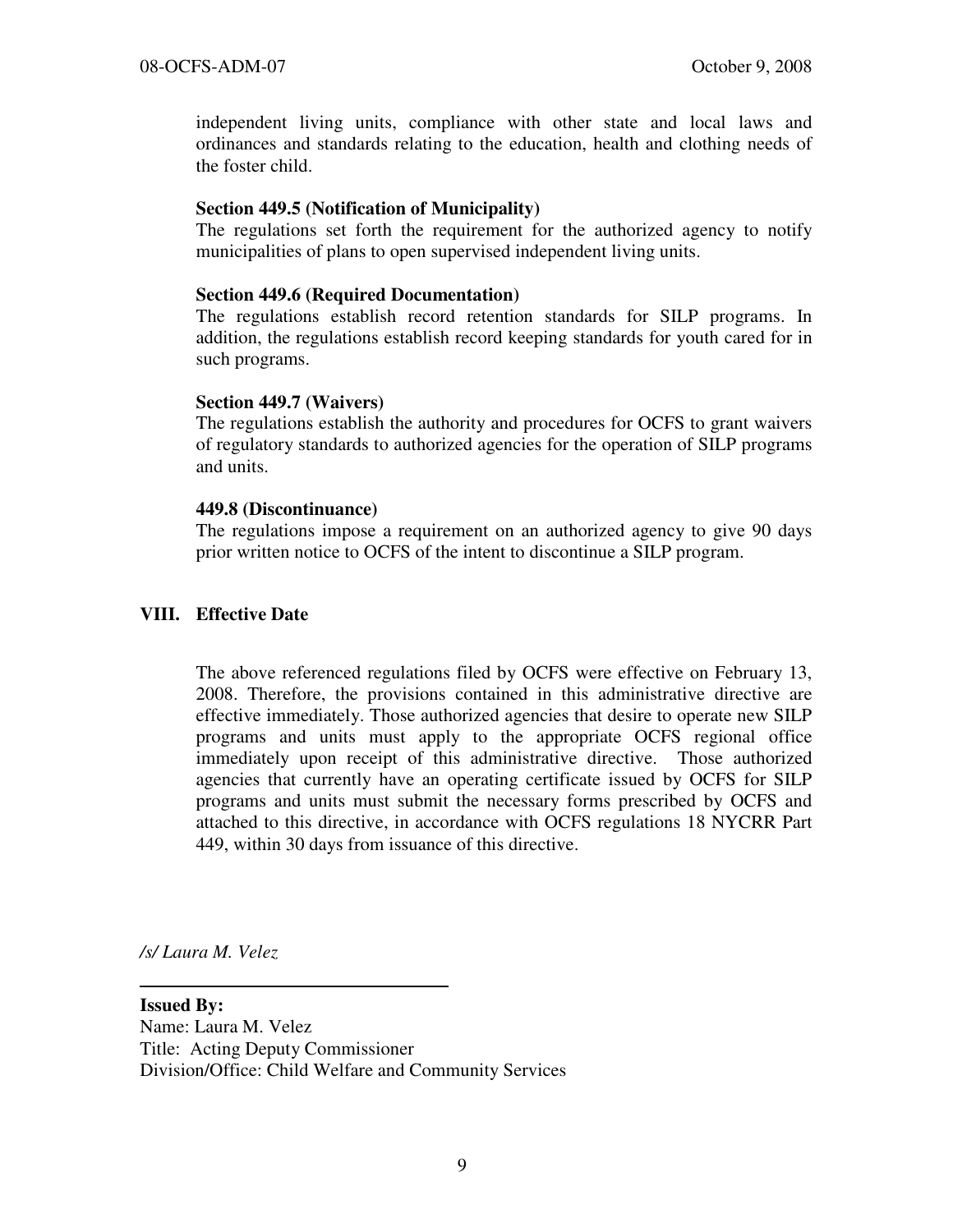independent living units, compliance with other state and local laws and ordinances and standards relating to the education, health and clothing needs of the foster child.

**Section 449.5 (Notification of Municipality)**
The regulations set forth the requirement for the authorized agency to notify municipalities of plans to open supervised independent living units.

**Section 449.6 (Required Documentation)**
The regulations establish record retention standards for SILP programs. In addition, the regulations establish record keeping standards for youth cared for in such programs.

**Section 449.7 (Waivers)**
The regulations establish the authority and procedures for OCFS to grant waivers of regulatory standards to authorized agencies for the operation of SILP programs and units.

**449.8 (Discontinuance)**
The regulations impose a requirement on an authorized agency to give 90 days prior written notice to OCFS of the intent to discontinue a SILP program.

## VIII. Effective Date

The above referenced regulations filed by OCFS were effective on February 13, 2008. Therefore, the provisions contained in this administrative directive are effective immediately. Those authorized agencies that desire to operate new SILP programs and units must apply to the appropriate OCFS regional office immediately upon receipt of this administrative directive. Those authorized agencies that currently have an operating certificate issued by OCFS for SILP programs and units must submit the necessary forms prescribed by OCFS and attached to this directive, in accordance with OCFS regulations 18 NYCRR Part 449, within 30 days from issuance of this directive.

*/s/ Laura M. Velez*

**Issued By:**
Name: Laura M. Velez
Title: Acting Deputy Commissioner
Division/Office: Child Welfare and Community Services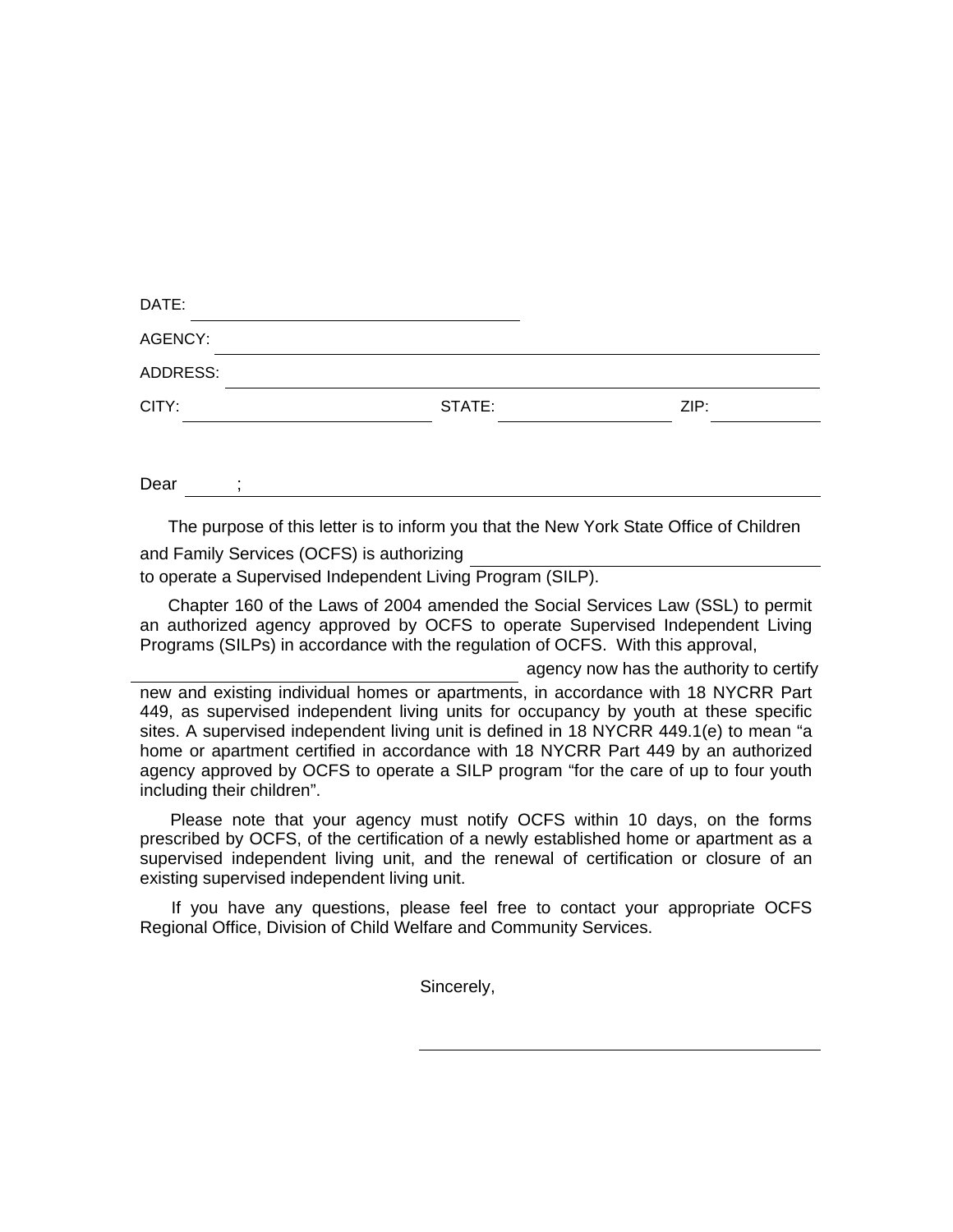DATE: ______________________________

AGENCY: ______________________________________________________

ADDRESS: ______________________________________________________

CITY: ____________________ STATE: ______________ ZIP: __________

Dear ______; ______________________________________________________

The purpose of this letter is to inform you that the New York State Office of Children and Family Services (OCFS) is authorizing ______________________________ to operate a Supervised Independent Living Program (SILP).

Chapter 160 of the Laws of 2004 amended the Social Services Law (SSL) to permit an authorized agency approved by OCFS to operate Supervised Independent Living Programs (SILPs) in accordance with the regulation of OCFS. With this approval, ______________________________ agency now has the authority to certify new and existing individual homes or apartments, in accordance with 18 NYCRR Part 449, as supervised independent living units for occupancy by youth at these specific sites. A supervised independent living unit is defined in 18 NYCRR 449.1(e) to mean "a home or apartment certified in accordance with 18 NYCRR Part 449 by an authorized agency approved by OCFS to operate a SILP program "for the care of up to four youth including their children".

Please note that your agency must notify OCFS within 10 days, on the forms prescribed by OCFS, of the certification of a newly established home or apartment as a supervised independent living unit, and the renewal of certification or closure of an existing supervised independent living unit.

If you have any questions, please feel free to contact your appropriate OCFS Regional Office, Division of Child Welfare and Community Services.

Sincerely,

______________________________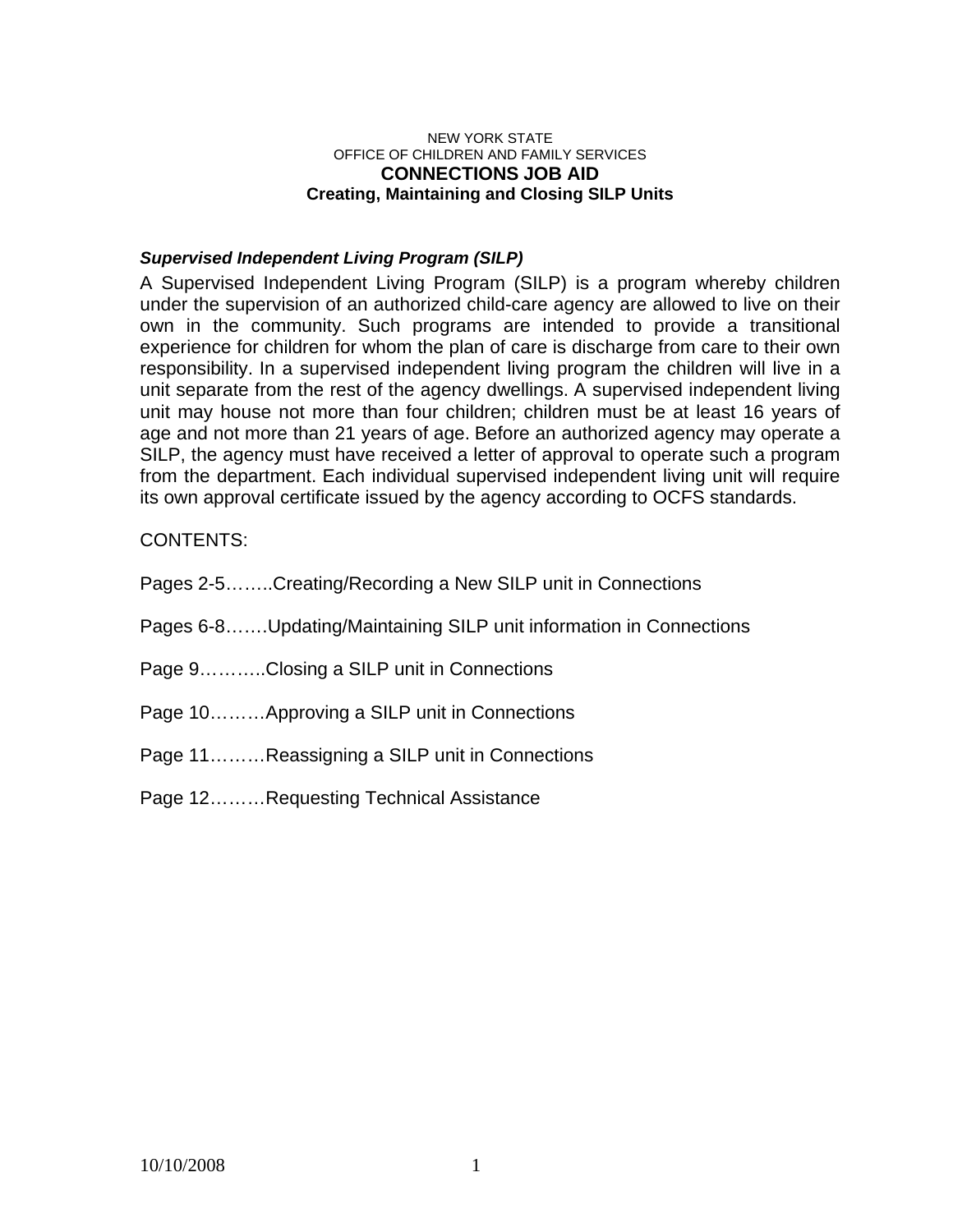NEW YORK STATE
OFFICE OF CHILDREN AND FAMILY SERVICES

# CONNECTIONS JOB AID

## Creating, Maintaining and Closing SILP Units

***Supervised Independent Living Program (SILP)***

A Supervised Independent Living Program (SILP) is a program whereby children under the supervision of an authorized child-care agency are allowed to live on their own in the community. Such programs are intended to provide a transitional experience for children for whom the plan of care is discharge from care to their own responsibility. In a supervised independent living program the children will live in a unit separate from the rest of the agency dwellings. A supervised independent living unit may house not more than four children; children must be at least 16 years of age and not more than 21 years of age. Before an authorized agency may operate a SILP, the agency must have received a letter of approval to operate such a program from the department. Each individual supervised independent living unit will require its own approval certificate issued by the agency according to OCFS standards.

CONTENTS:

Pages 2-5……..Creating/Recording a New SILP unit in Connections

Pages 6-8…….Updating/Maintaining SILP unit information in Connections

Page 9………..Closing a SILP unit in Connections

Page 10………Approving a SILP unit in Connections

Page 11………Reassigning a SILP unit in Connections

Page 12………Requesting Technical Assistance

10/10/2008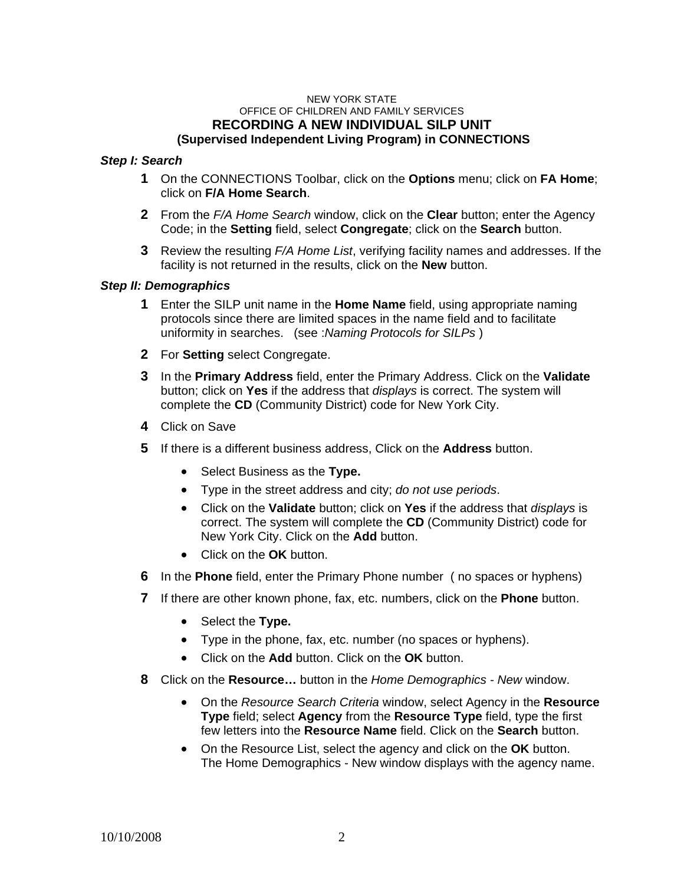NEW YORK STATE
OFFICE OF CHILDREN AND FAMILY SERVICES

# RECORDING A NEW INDIVIDUAL SILP UNIT
## (Supervised Independent Living Program) in CONNECTIONS

***Step I: Search***

1. On the CONNECTIONS Toolbar, click on the **Options** menu; click on **FA Home**; click on **F/A Home Search**.
2. From the *F/A Home Search* window, click on the **Clear** button; enter the Agency Code; in the **Setting** field, select **Congregate**; click on the **Search** button.
3. Review the resulting *F/A Home List*, verifying facility names and addresses. If the facility is not returned in the results, click on the **New** button.

***Step II: Demographics***

1. Enter the SILP unit name in the **Home Name** field, using appropriate naming protocols since there are limited spaces in the name field and to facilitate uniformity in searches. (see :*Naming Protocols for SILPs* )
2. For **Setting** select Congregate.
3. In the **Primary Address** field, enter the Primary Address. Click on the **Validate** button; click on **Yes** if the address that *displays* is correct. The system will complete the **CD** (Community District) code for New York City.
4. Click on Save
5. If there is a different business address, Click on the **Address** button.
   - Select Business as the **Type.**
   - Type in the street address and city; *do not use periods*.
   - Click on the **Validate** button; click on **Yes** if the address that *displays* is correct. The system will complete the **CD** (Community District) code for New York City. Click on the **Add** button.
   - Click on the **OK** button.
6. In the **Phone** field, enter the Primary Phone number ( no spaces or hyphens)
7. If there are other known phone, fax, etc. numbers, click on the **Phone** button.
   - Select the **Type.**
   - Type in the phone, fax, etc. number (no spaces or hyphens).
   - Click on the **Add** button. Click on the **OK** button.
8. Click on the **Resource…** button in the *Home Demographics - New* window.
   - On the *Resource Search Criteria* window, select Agency in the **Resource Type** field; select **Agency** from the **Resource Type** field, type the first few letters into the **Resource Name** field. Click on the **Search** button.
   - On the Resource List, select the agency and click on the **OK** button. The Home Demographics - New window displays with the agency name.

10/10/2008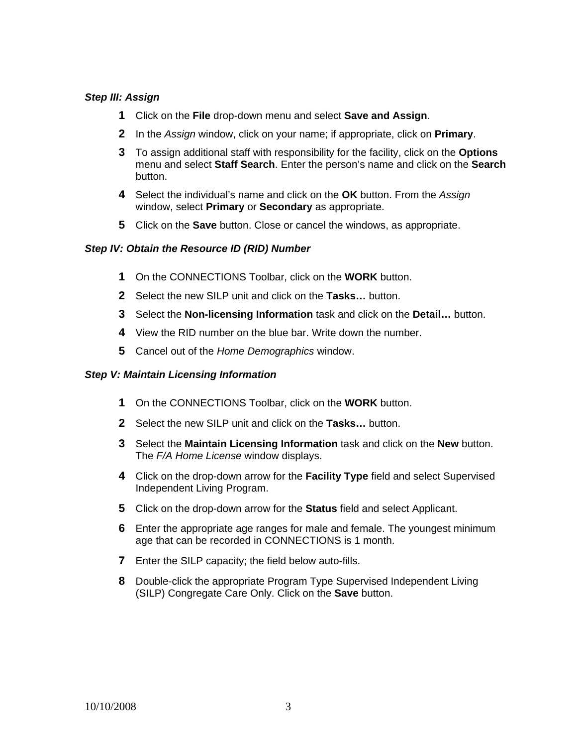***Step III: Assign***

1. Click on the **File** drop-down menu and select **Save and Assign**.
2. In the *Assign* window, click on your name; if appropriate, click on **Primary**.
3. To assign additional staff with responsibility for the facility, click on the **Options** menu and select **Staff Search**. Enter the person's name and click on the **Search** button.
4. Select the individual's name and click on the **OK** button. From the *Assign* window, select **Primary** or **Secondary** as appropriate.
5. Click on the **Save** button. Close or cancel the windows, as appropriate.

***Step IV: Obtain the Resource ID (RID) Number***

1. On the CONNECTIONS Toolbar, click on the **WORK** button.
2. Select the new SILP unit and click on the **Tasks…** button.
3. Select the **Non-licensing Information** task and click on the **Detail…** button.
4. View the RID number on the blue bar. Write down the number.
5. Cancel out of the *Home Demographics* window.

***Step V: Maintain Licensing Information***

1. On the CONNECTIONS Toolbar, click on the **WORK** button.
2. Select the new SILP unit and click on the **Tasks…** button.
3. Select the **Maintain Licensing Information** task and click on the **New** button. The *F/A Home License* window displays.
4. Click on the drop-down arrow for the **Facility Type** field and select Supervised Independent Living Program.
5. Click on the drop-down arrow for the **Status** field and select Applicant.
6. Enter the appropriate age ranges for male and female. The youngest minimum age that can be recorded in CONNECTIONS is 1 month.
7. Enter the SILP capacity; the field below auto-fills.
8. Double-click the appropriate Program Type Supervised Independent Living (SILP) Congregate Care Only. Click on the **Save** button.

10/10/2008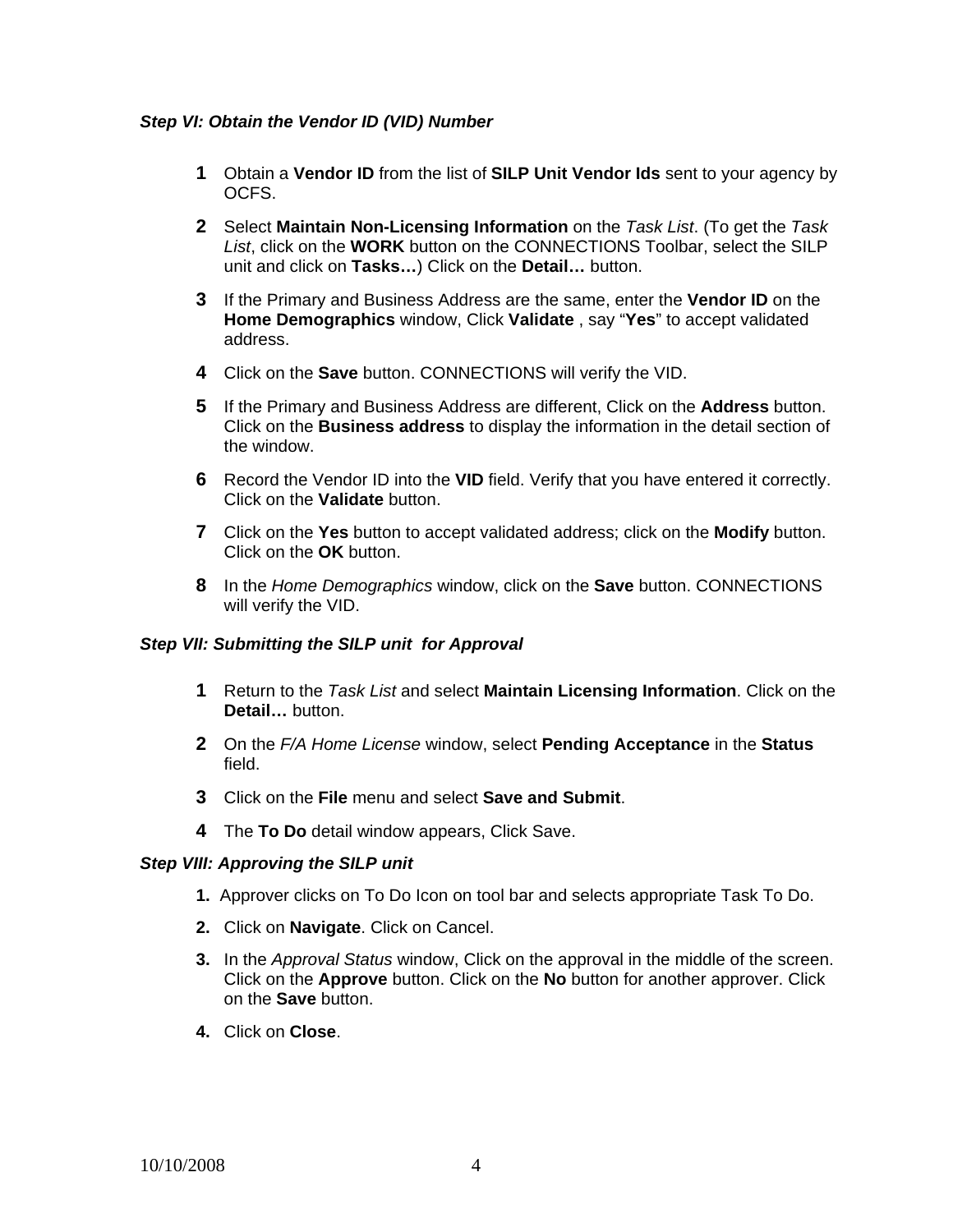***Step VI: Obtain the Vendor ID (VID) Number***

1. Obtain a **Vendor ID** from the list of **SILP Unit Vendor Ids** sent to your agency by OCFS.
2. Select **Maintain Non-Licensing Information** on the *Task List*. (To get the *Task List*, click on the **WORK** button on the CONNECTIONS Toolbar, select the SILP unit and click on **Tasks…**) Click on the **Detail…** button.
3. If the Primary and Business Address are the same, enter the **Vendor ID** on the **Home Demographics** window, Click **Validate** , say "**Yes**" to accept validated address.
4. Click on the **Save** button. CONNECTIONS will verify the VID.
5. If the Primary and Business Address are different, Click on the **Address** button. Click on the **Business address** to display the information in the detail section of the window.
6. Record the Vendor ID into the **VID** field. Verify that you have entered it correctly. Click on the **Validate** button.
7. Click on the **Yes** button to accept validated address; click on the **Modify** button. Click on the **OK** button.
8. In the *Home Demographics* window, click on the **Save** button. CONNECTIONS will verify the VID.

***Step VII: Submitting the SILP unit for Approval***

1. Return to the *Task List* and select **Maintain Licensing Information**. Click on the **Detail…** button.
2. On the *F/A Home License* window, select **Pending Acceptance** in the **Status** field.
3. Click on the **File** menu and select **Save and Submit**.
4. The **To Do** detail window appears, Click Save.

***Step VIII: Approving the SILP unit***

1. Approver clicks on To Do Icon on tool bar and selects appropriate Task To Do.
2. Click on **Navigate**. Click on Cancel.
3. In the *Approval Status* window, Click on the approval in the middle of the screen. Click on the **Approve** button. Click on the **No** button for another approver. Click on the **Save** button.
4. Click on **Close**.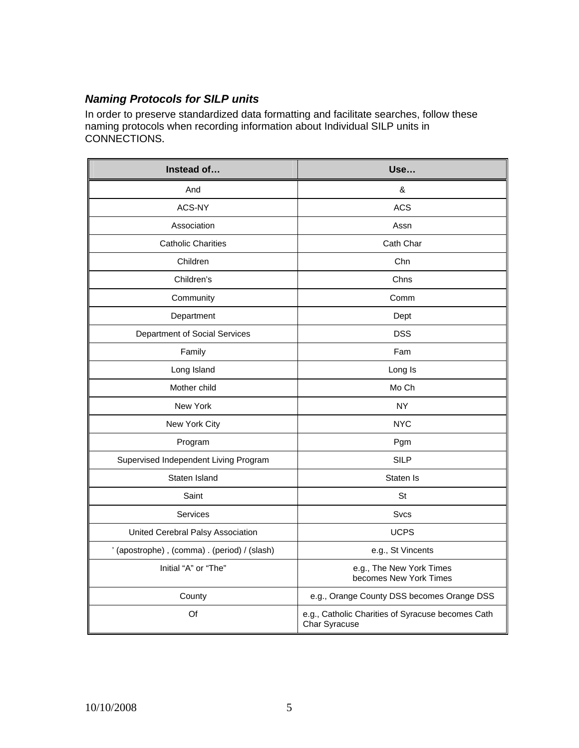### *Naming Protocols for SILP units*

In order to preserve standardized data formatting and facilitate searches, follow these naming protocols when recording information about Individual SILP units in CONNECTIONS.

| Instead of… | Use… |
|---|---|
| And | & |
| ACS-NY | ACS |
| Association | Assn |
| Catholic Charities | Cath Char |
| Children | Chn |
| Children's | Chns |
| Community | Comm |
| Department | Dept |
| Department of Social Services | DSS |
| Family | Fam |
| Long Island | Long Is |
| Mother child | Mo Ch |
| New York | NY |
| New York City | NYC |
| Program | Pgm |
| Supervised Independent Living Program | SILP |
| Staten Island | Staten Is |
| Saint | St |
| Services | Svcs |
| United Cerebral Palsy Association | UCPS |
| ' (apostrophe) , (comma) . (period) / (slash) | e.g., St Vincents |
| Initial "A" or "The" | e.g., The New York Times becomes New York Times |
| County | e.g., Orange County DSS becomes Orange DSS |
| Of | e.g., Catholic Charities of Syracuse becomes Cath Char Syracuse |

10/10/2008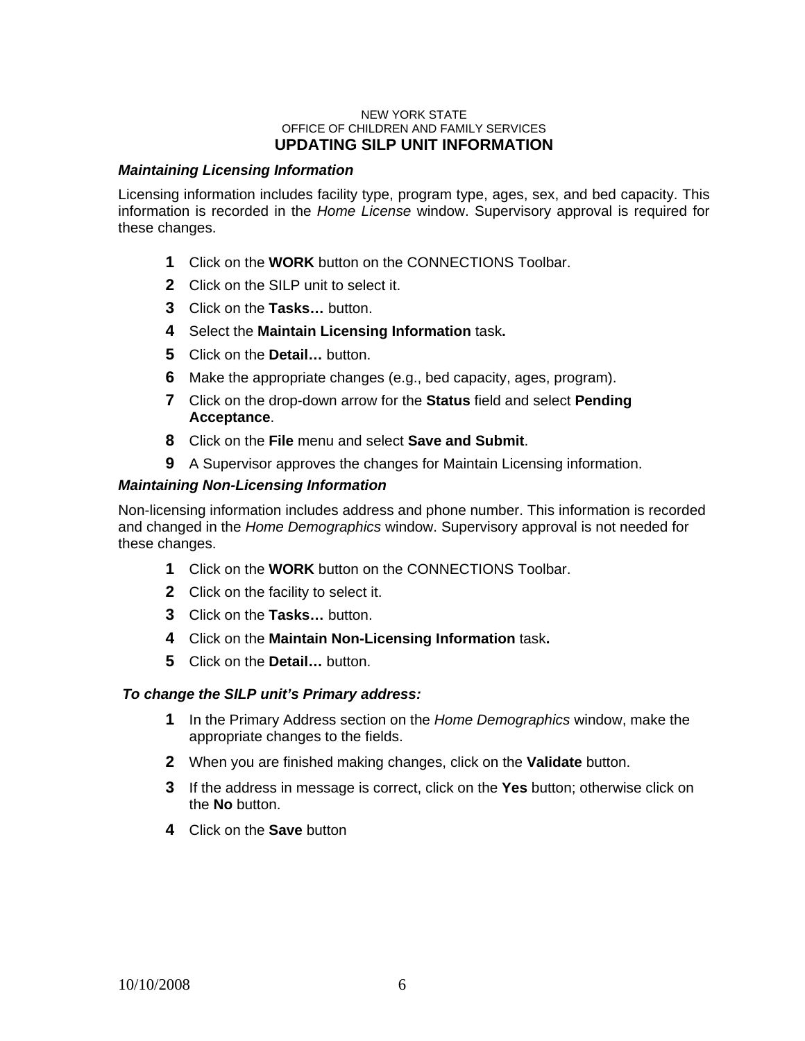NEW YORK STATE
OFFICE OF CHILDREN AND FAMILY SERVICES

## UPDATING SILP UNIT INFORMATION

### *Maintaining Licensing Information*

Licensing information includes facility type, program type, ages, sex, and bed capacity. This information is recorded in the *Home License* window. Supervisory approval is required for these changes.

1. Click on the **WORK** button on the CONNECTIONS Toolbar.
2. Click on the SILP unit to select it.
3. Click on the **Tasks…** button.
4. Select the **Maintain Licensing Information** task**.**
5. Click on the **Detail…** button.
6. Make the appropriate changes (e.g., bed capacity, ages, program).
7. Click on the drop-down arrow for the **Status** field and select **Pending Acceptance**.
8. Click on the **File** menu and select **Save and Submit**.
9. A Supervisor approves the changes for Maintain Licensing information.

### *Maintaining Non-Licensing Information*

Non-licensing information includes address and phone number. This information is recorded and changed in the *Home Demographics* window. Supervisory approval is not needed for these changes.

1. Click on the **WORK** button on the CONNECTIONS Toolbar.
2. Click on the facility to select it.
3. Click on the **Tasks…** button.
4. Click on the **Maintain Non-Licensing Information** task**.**
5. Click on the **Detail…** button.

### *To change the SILP unit's Primary address:*

1. In the Primary Address section on the *Home Demographics* window, make the appropriate changes to the fields.
2. When you are finished making changes, click on the **Validate** button.
3. If the address in message is correct, click on the **Yes** button; otherwise click on the **No** button.
4. Click on the **Save** button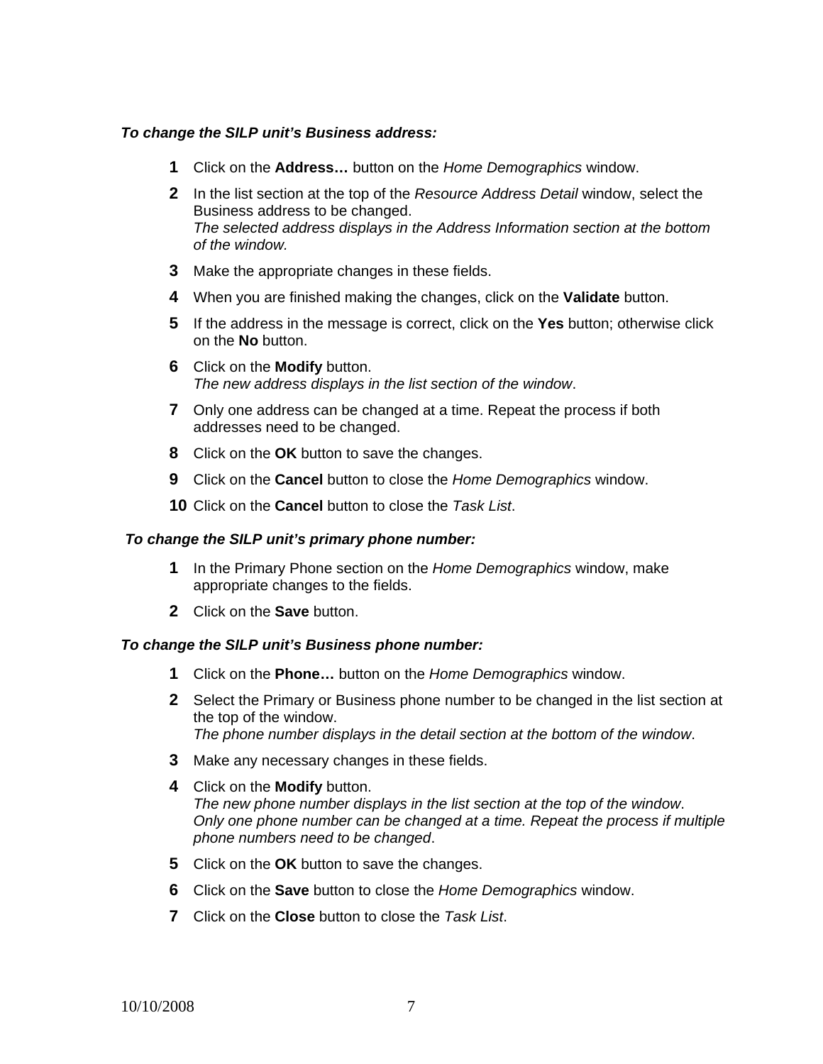***To change the SILP unit's Business address:***

1. Click on the **Address…** button on the *Home Demographics* window.
2. In the list section at the top of the *Resource Address Detail* window, select the Business address to be changed.
   *The selected address displays in the Address Information section at the bottom of the window.*
3. Make the appropriate changes in these fields.
4. When you are finished making the changes, click on the **Validate** button.
5. If the address in the message is correct, click on the **Yes** button; otherwise click on the **No** button.
6. Click on the **Modify** button.
   *The new address displays in the list section of the window*.
7. Only one address can be changed at a time. Repeat the process if both addresses need to be changed.
8. Click on the **OK** button to save the changes.
9. Click on the **Cancel** button to close the *Home Demographics* window.
10. Click on the **Cancel** button to close the *Task List*.

***To change the SILP unit's primary phone number:***

1. In the Primary Phone section on the *Home Demographics* window, make appropriate changes to the fields.
2. Click on the **Save** button.

***To change the SILP unit's Business phone number:***

1. Click on the **Phone…** button on the *Home Demographics* window.
2. Select the Primary or Business phone number to be changed in the list section at the top of the window.
   *The phone number displays in the detail section at the bottom of the window*.
3. Make any necessary changes in these fields.
4. Click on the **Modify** button.
   *The new phone number displays in the list section at the top of the window*.
   *Only one phone number can be changed at a time. Repeat the process if multiple phone numbers need to be changed*.
5. Click on the **OK** button to save the changes.
6. Click on the **Save** button to close the *Home Demographics* window.
7. Click on the **Close** button to close the *Task List*.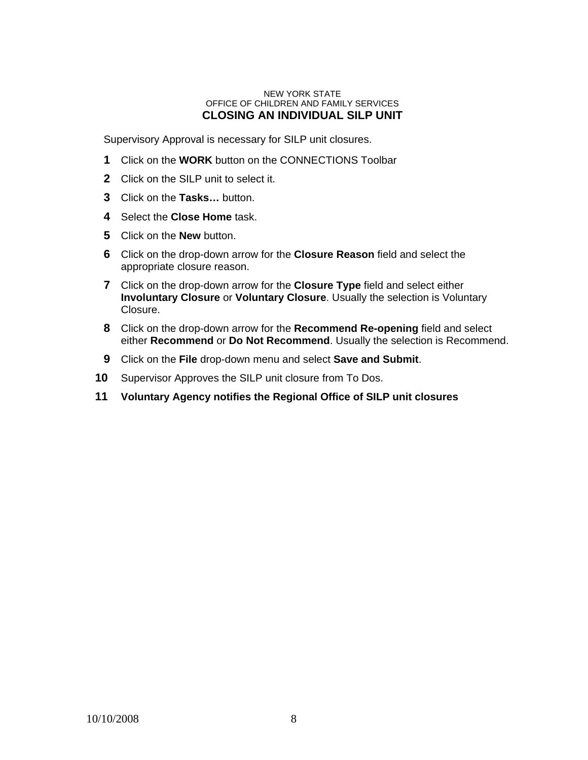NEW YORK STATE
OFFICE OF CHILDREN AND FAMILY SERVICES

# CLOSING AN INDIVIDUAL SILP UNIT

Supervisory Approval is necessary for SILP unit closures.

1. Click on the **WORK** button on the CONNECTIONS Toolbar
2. Click on the SILP unit to select it.
3. Click on the **Tasks…** button.
4. Select the **Close Home** task.
5. Click on the **New** button.
6. Click on the drop-down arrow for the **Closure Reason** field and select the appropriate closure reason.
7. Click on the drop-down arrow for the **Closure Type** field and select either **Involuntary Closure** or **Voluntary Closure**. Usually the selection is Voluntary Closure.
8. Click on the drop-down arrow for the **Recommend Re-opening** field and select either **Recommend** or **Do Not Recommend**. Usually the selection is Recommend.
9. Click on the **File** drop-down menu and select **Save and Submit**.
10. Supervisor Approves the SILP unit closure from To Dos.
11. **Voluntary Agency notifies the Regional Office of SILP unit closures**

10/10/2008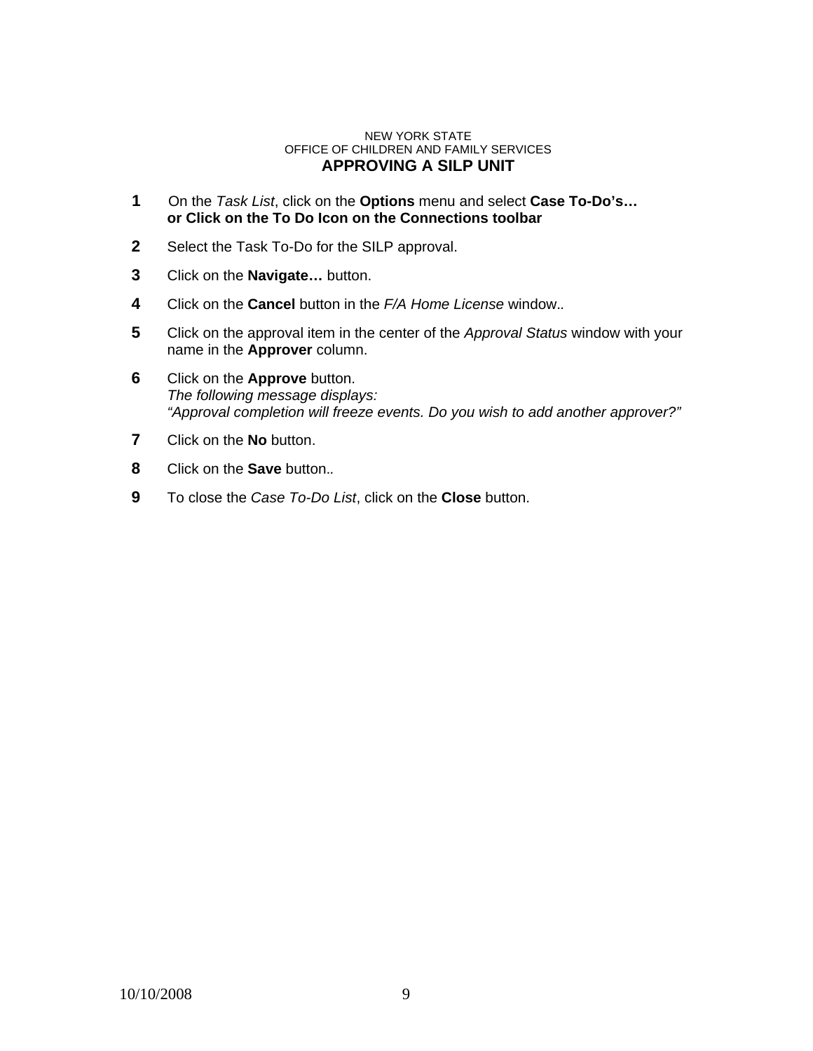NEW YORK STATE
OFFICE OF CHILDREN AND FAMILY SERVICES

# APPROVING A SILP UNIT

1. On the *Task List*, click on the **Options** menu and select **Case To-Do's…** **or Click on the To Do Icon on the Connections toolbar**
2. Select the Task To-Do for the SILP approval.
3. Click on the **Navigate…** button.
4. Click on the **Cancel** button in the *F/A Home License* window..
5. Click on the approval item in the center of the *Approval Status* window with your name in the **Approver** column.
6. Click on the **Approve** button.
   *The following message displays:*
   *"Approval completion will freeze events. Do you wish to add another approver?"*
7. Click on the **No** button.
8. Click on the **Save** button..
9. To close the *Case To-Do List*, click on the **Close** button.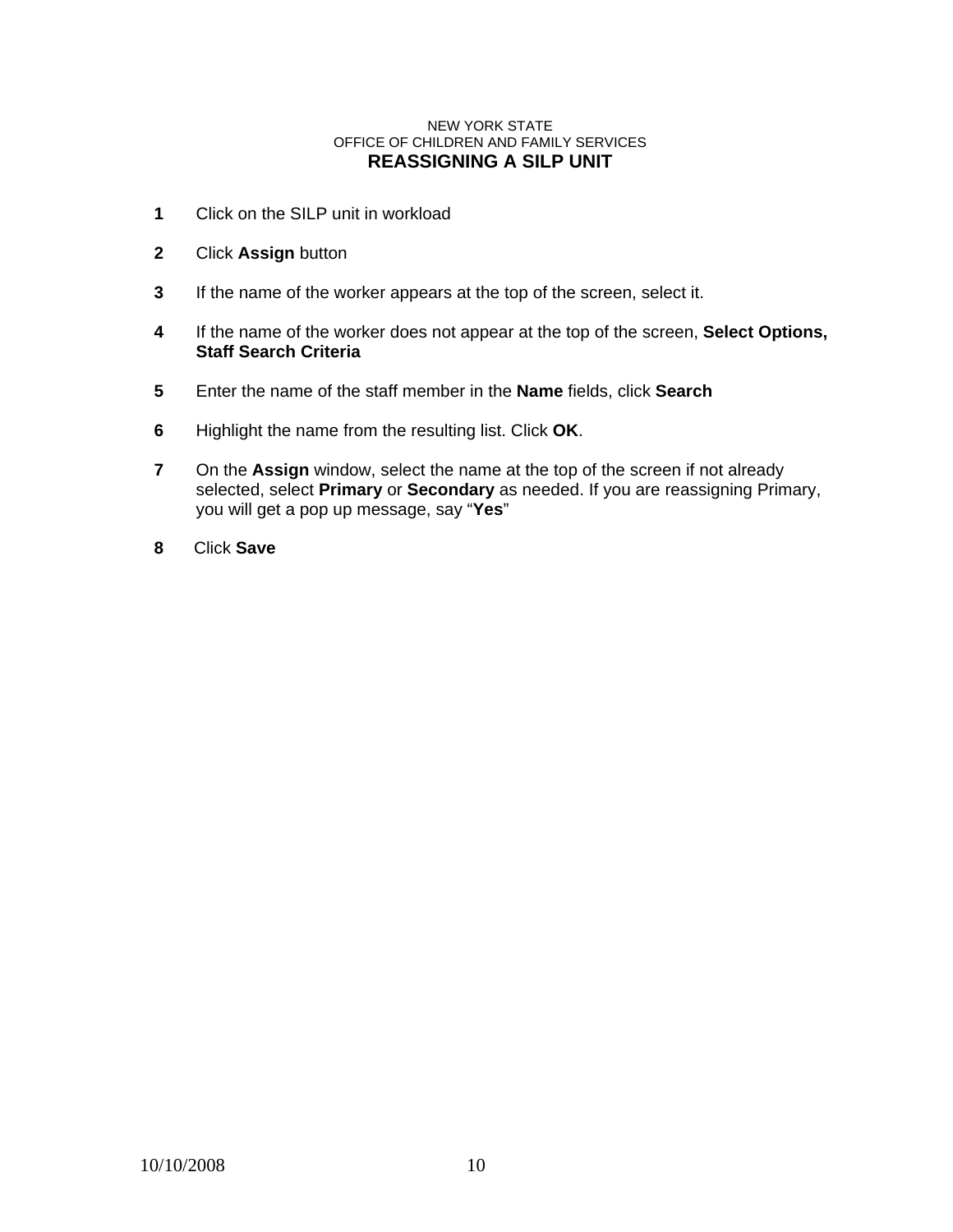NEW YORK STATE
OFFICE OF CHILDREN AND FAMILY SERVICES

# REASSIGNING A SILP UNIT

1. Click on the SILP unit in workload
2. Click **Assign** button
3. If the name of the worker appears at the top of the screen, select it.
4. If the name of the worker does not appear at the top of the screen, **Select Options, Staff Search Criteria**
5. Enter the name of the staff member in the **Name** fields, click **Search**
6. Highlight the name from the resulting list. Click **OK**.
7. On the **Assign** window, select the name at the top of the screen if not already selected, select **Primary** or **Secondary** as needed. If you are reassigning Primary, you will get a pop up message, say "**Yes**"
8. Click **Save**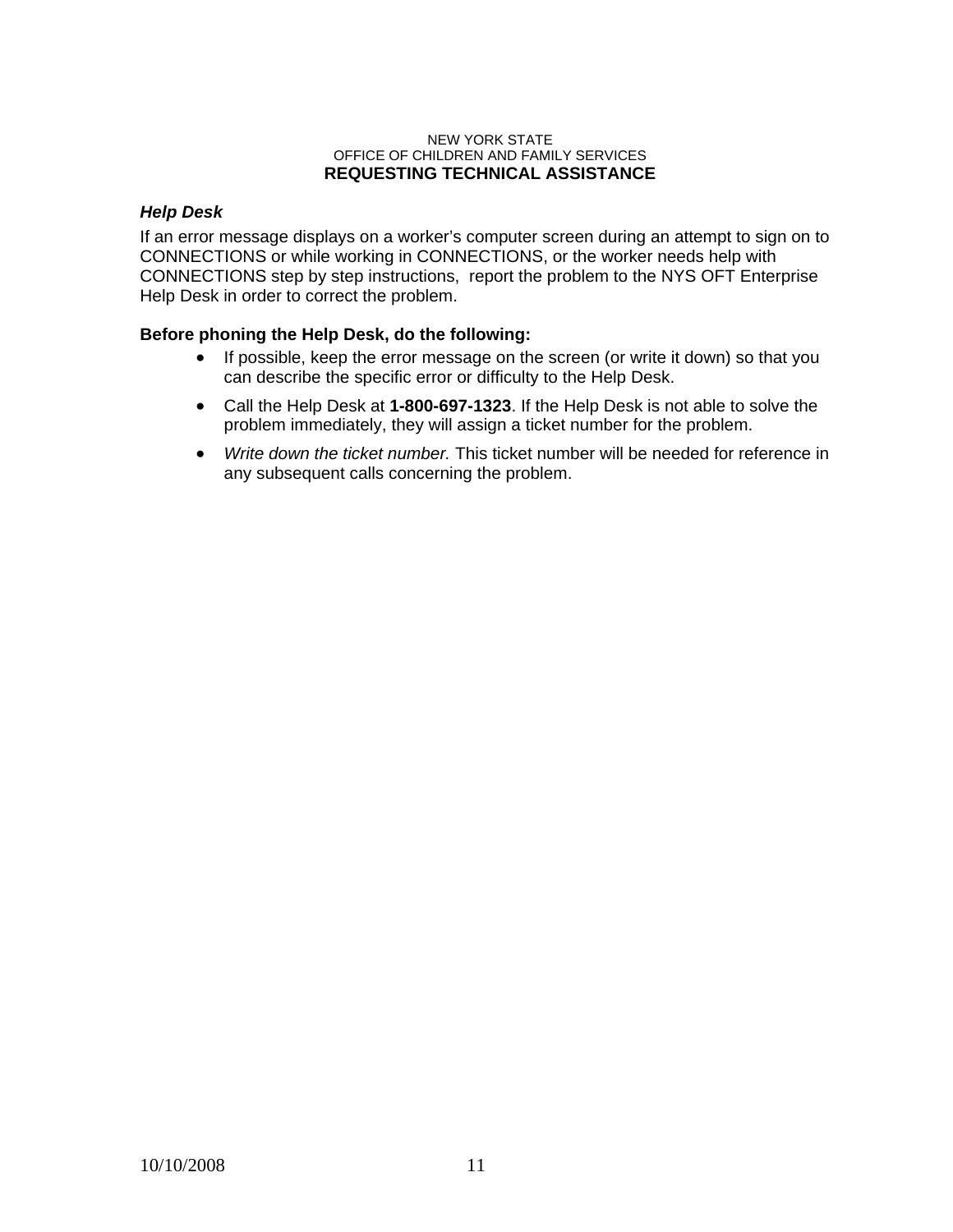NEW YORK STATE
OFFICE OF CHILDREN AND FAMILY SERVICES

# REQUESTING TECHNICAL ASSISTANCE

***Help Desk***

If an error message displays on a worker's computer screen during an attempt to sign on to CONNECTIONS or while working in CONNECTIONS, or the worker needs help with CONNECTIONS step by step instructions, report the problem to the NYS OFT Enterprise Help Desk in order to correct the problem.

**Before phoning the Help Desk, do the following:**

- If possible, keep the error message on the screen (or write it down) so that you can describe the specific error or difficulty to the Help Desk.
- Call the Help Desk at **1-800-697-1323**. If the Help Desk is not able to solve the problem immediately, they will assign a ticket number for the problem.
- *Write down the ticket number.* This ticket number will be needed for reference in any subsequent calls concerning the problem.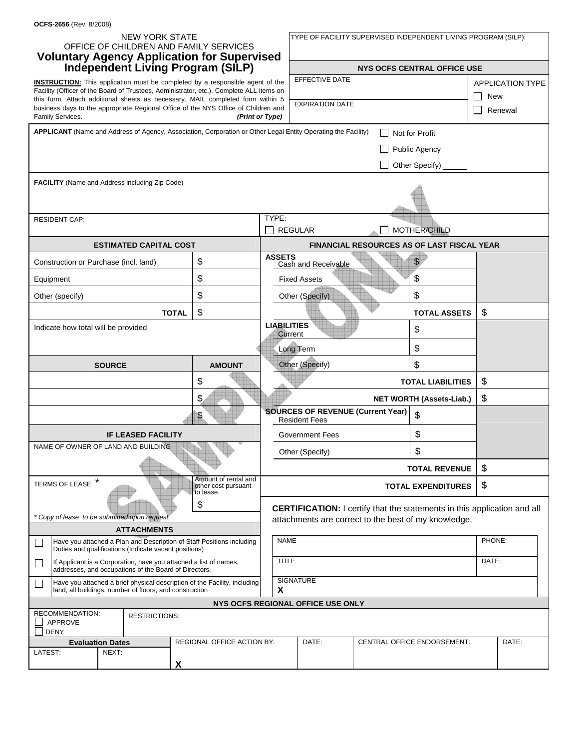OCFS-2656 (Rev. 8/2008)

NEW YORK STATE
OFFICE OF CHILDREN AND FAMILY SERVICES

# Voluntary Agency Application for Supervised Independent Living Program (SILP)

**INSTRUCTION:** This application must be completed by a responsible agent of the Facility (Officer of the Board of Trustees, Administrator, etc.). Complete ALL items on this form. Attach additional sheets as necessary. MAIL completed form within 5 business days to the appropriate Regional Office of the NYS Office of Children and Family Services. ***(Print or Type)***

TYPE OF FACILITY SUPERVISED INDEPENDENT LIVING PROGRAM (SILP):

**NYS OCFS CENTRAL OFFICE USE**

| EFFECTIVE DATE | APPLICATION TYPE |
|---|---|
| EXPIRATION DATE | ☐ New ☐ Renewal |

**APPLICANT** (Name and Address of Agency, Association, Corporation or Other Legal Entity Operating the Facility)

☐ Not for Profit
☐ Public Agency
☐ Other Specify) _____

**FACILITY** (Name and Address including Zip Code)

RESIDENT CAP:

TYPE: ☐ REGULAR ☐ MOTHER/CHILD

| **ESTIMATED CAPITAL COST** | |
|---|---|
| Construction or Purchase (incl. land) | $ |
| Equipment | $ |
| Other (specify) | $ |
| **TOTAL** | $ |

Indicate how total will be provided

| **SOURCE** | **AMOUNT** |
|---|---|
| | $ |
| | $ |
| | $ |

**IF LEASED FACILITY**

NAME OF OWNER OF LAND AND BUILDING

| TERMS OF LEASE * | Amount of rental and other cost pursuant to lease. |
|---|---|
| | $ |

* Copy of lease to be submitted upon request.

| **FINANCIAL RESOURCES AS OF LAST FISCAL YEAR** | | |
|---|---|---|
| **ASSETS** Cash and Receivable | $ | |
| Fixed Assets | $ | |
| Other (Specify) | $ | |
| **TOTAL ASSETS** | | $ |
| **LIABILITIES** Current | $ | |
| Long Term | $ | |
| Other (Specify) | $ | |
| **TOTAL LIABILITIES** | | $ |
| **NET WORTH (Assets-Liab.)** | | $ |
| **SOURCES OF REVENUE (Current Year)** Resident Fees | $ | |
| Government Fees | $ | |
| Other (Specify) | $ | |
| **TOTAL REVENUE** | | $ |
| **TOTAL EXPENDITURES** | | $ |

**ATTACHMENTS**

☐ Have you attached a Plan and Description of Staff Positions including Duties and qualifications (Indicate vacant positions)

☐ If Applicant is a Corporation, have you attached a list of names, addresses, and occupations of the Board of Directors.

☐ Have you attached a brief physical description of the Facility, including land, all buildings, number of floors, and construction

**CERTIFICATION:** I certify that the statements in this application and all attachments are correct to the best of my knowledge.

| NAME | PHONE: |
|---|---|
| TITLE | DATE: |
| SIGNATURE X | |

**NYS OCFS REGIONAL OFFICE USE ONLY**

RECOMMENDATION: ☐ APPROVE ☐ DENY

RESTRICTIONS:

| **Evaluation Dates** | | REGIONAL OFFICE ACTION BY: | DATE: | CENTRAL OFFICE ENDORSEMENT: | DATE: |
|---|---|---|---|---|---|
| LATEST: | NEXT: | X | | | |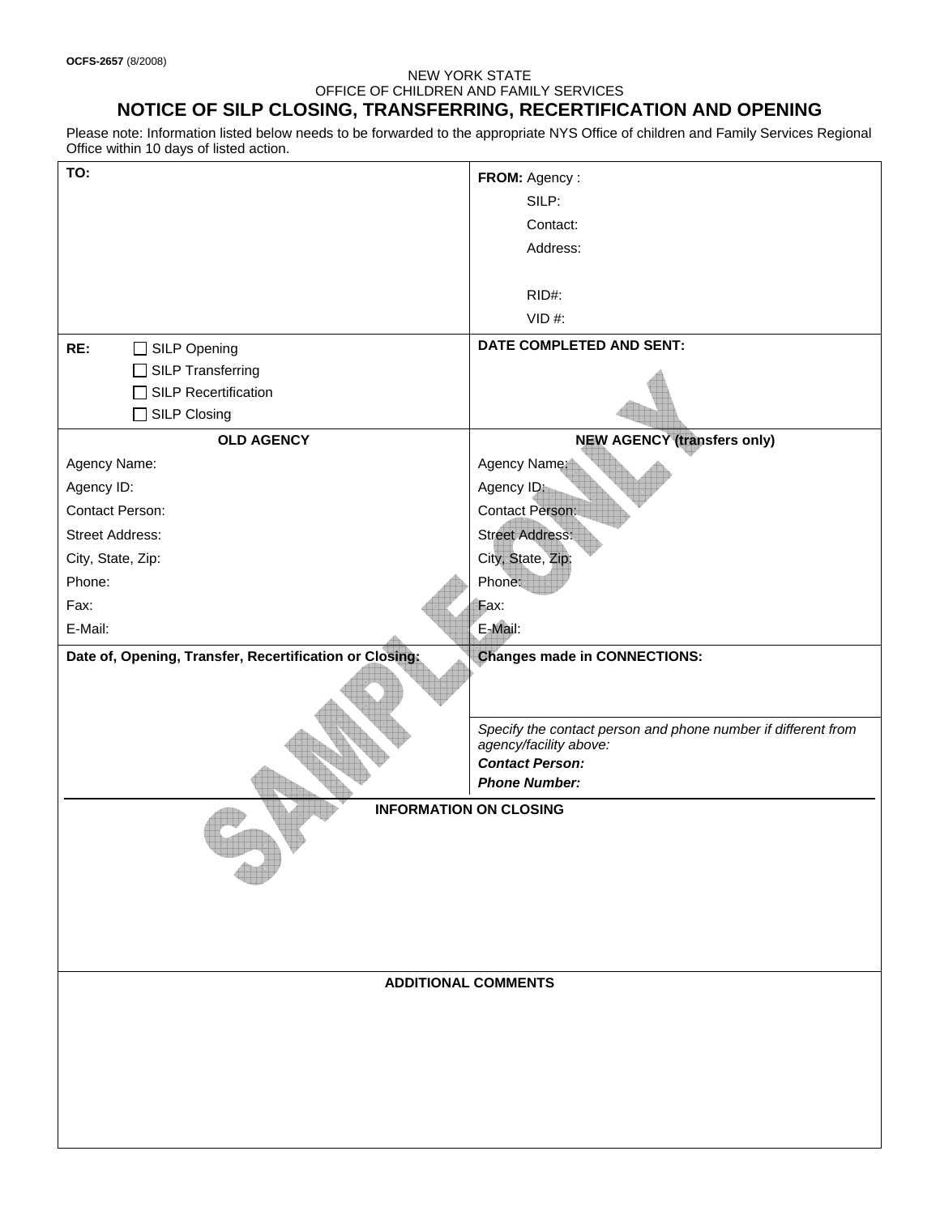OCFS-2657 (8/2008)

NEW YORK STATE
OFFICE OF CHILDREN AND FAMILY SERVICES

# NOTICE OF SILP CLOSING, TRANSFERRING, RECERTIFICATION AND OPENING

Please note: Information listed below needs to be forwarded to the appropriate NYS Office of children and Family Services Regional Office within 10 days of listed action.

| | |
|---|---|
| **TO:** | **FROM:** Agency :<br>SILP:<br>Contact:<br>Address:<br><br>RID#:<br>VID #: |
| **RE:** ☐ SILP Opening<br>☐ SILP Transferring<br>☐ SILP Recertification<br>☐ SILP Closing | **DATE COMPLETED AND SENT:** |
| **OLD AGENCY** | **NEW AGENCY (transfers only)** |
| Agency Name:<br>Agency ID:<br>Contact Person:<br>Street Address:<br>City, State, Zip:<br>Phone:<br>Fax:<br>E-Mail: | Agency Name:<br>Agency ID:<br>Contact Person:<br>Street Address:<br>City, State, Zip:<br>Phone:<br>Fax:<br>E-Mail: |
| **Date of, Opening, Transfer, Recertification or Closing:** | **Changes made in CONNECTIONS:**<br><br>*Specify the contact person and phone number if different from agency/facility above:*<br>***Contact Person:***<br>***Phone Number:*** |

**INFORMATION ON CLOSING**

**ADDITIONAL COMMENTS**

SAMPLE ONLY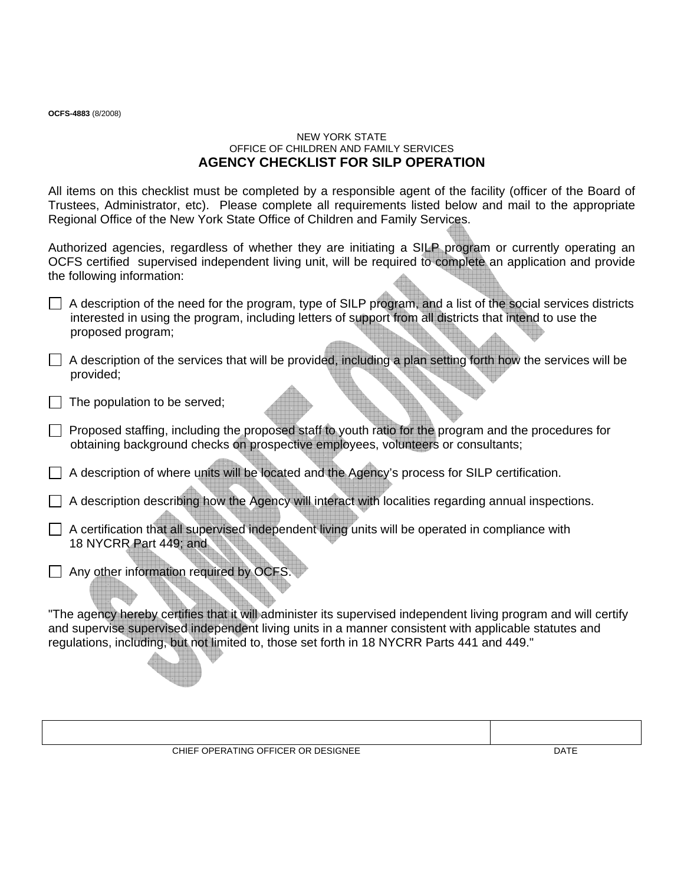**OCFS-4883** (8/2008)

NEW YORK STATE
OFFICE OF CHILDREN AND FAMILY SERVICES

# AGENCY CHECKLIST FOR SILP OPERATION

All items on this checklist must be completed by a responsible agent of the facility (officer of the Board of Trustees, Administrator, etc). Please complete all requirements listed below and mail to the appropriate Regional Office of the New York State Office of Children and Family Services.

Authorized agencies, regardless of whether they are initiating a SILP program or currently operating an OCFS certified supervised independent living unit, will be required to complete an application and provide the following information:

- ☐ A description of the need for the program, type of SILP program, and a list of the social services districts interested in using the program, including letters of support from all districts that intend to use the proposed program;
- ☐ A description of the services that will be provided, including a plan setting forth how the services will be provided;
- ☐ The population to be served;
- ☐ Proposed staffing, including the proposed staff to youth ratio for the program and the procedures for obtaining background checks on prospective employees, volunteers or consultants;
- ☐ A description of where units will be located and the Agency's process for SILP certification.
- ☐ A description describing how the Agency will interact with localities regarding annual inspections.
- ☐ A certification that all supervised independent living units will be operated in compliance with 18 NYCRR Part 449; and
- ☐ Any other information required by OCFS.

"The agency hereby certifies that it will administer its supervised independent living program and will certify and supervise supervised independent living units in a manner consistent with applicable statutes and regulations, including, but not limited to, those set forth in 18 NYCRR Parts 441 and 449."

| | |
|---|---|
| | |
| CHIEF OPERATING OFFICER OR DESIGNEE | DATE |

SAMPLE ONLY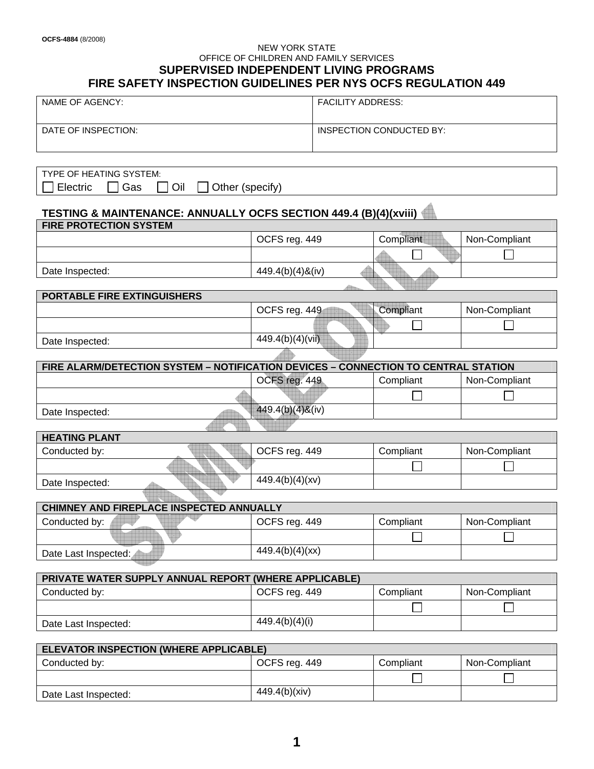OCFS-4884 (8/2008)

NEW YORK STATE
OFFICE OF CHILDREN AND FAMILY SERVICES

# SUPERVISED INDEPENDENT LIVING PROGRAMS
# FIRE SAFETY INSPECTION GUIDELINES PER NYS OCFS REGULATION 449

| | |
|---|---|
| NAME OF AGENCY: | FACILITY ADDRESS: |
| DATE OF INSPECTION: | INSPECTION CONDUCTED BY: |

TYPE OF HEATING SYSTEM:
☐ Electric ☐ Gas ☐ Oil ☐ Other (specify)

## TESTING & MAINTENANCE: ANNUALLY OCFS SECTION 449.4 (B)(4)(xviii)

| FIRE PROTECTION SYSTEM | | | |
|---|---|---|---|
| | OCFS reg. 449 | Compliant | Non-Compliant |
| | | ☐ | ☐ |
| Date Inspected: | 449.4(b)(4)&(iv) | | |

| PORTABLE FIRE EXTINGUISHERS | | | |
|---|---|---|---|
| | OCFS reg. 449 | Compliant | Non-Compliant |
| | | ☐ | ☐ |
| Date Inspected: | 449.4(b)(4)(vii) | | |

| FIRE ALARM/DETECTION SYSTEM – NOTIFICATION DEVICES – CONNECTION TO CENTRAL STATION | | | |
|---|---|---|---|
| | OCFS reg. 449 | Compliant | Non-Compliant |
| | | ☐ | ☐ |
| Date Inspected: | 449.4(b)(4)&(iv) | | |

| HEATING PLANT | | | |
|---|---|---|---|
| Conducted by: | OCFS reg. 449 | Compliant | Non-Compliant |
| | | ☐ | ☐ |
| Date Inspected: | 449.4(b)(4)(xv) | | |

| CHIMNEY AND FIREPLACE INSPECTED ANNUALLY | | | |
|---|---|---|---|
| Conducted by: | OCFS reg. 449 | Compliant | Non-Compliant |
| | | ☐ | ☐ |
| Date Last Inspected: | 449.4(b)(4)(xx) | | |

| PRIVATE WATER SUPPLY ANNUAL REPORT (WHERE APPLICABLE) | | | |
|---|---|---|---|
| Conducted by: | OCFS reg. 449 | Compliant | Non-Compliant |
| | | ☐ | ☐ |
| Date Last Inspected: | 449.4(b)(4)(i) | | |

| ELEVATOR INSPECTION (WHERE APPLICABLE) | | | |
|---|---|---|---|
| Conducted by: | OCFS reg. 449 | Compliant | Non-Compliant |
| | | ☐ | ☐ |
| Date Last Inspected: | 449.4(b)(xiv) | | |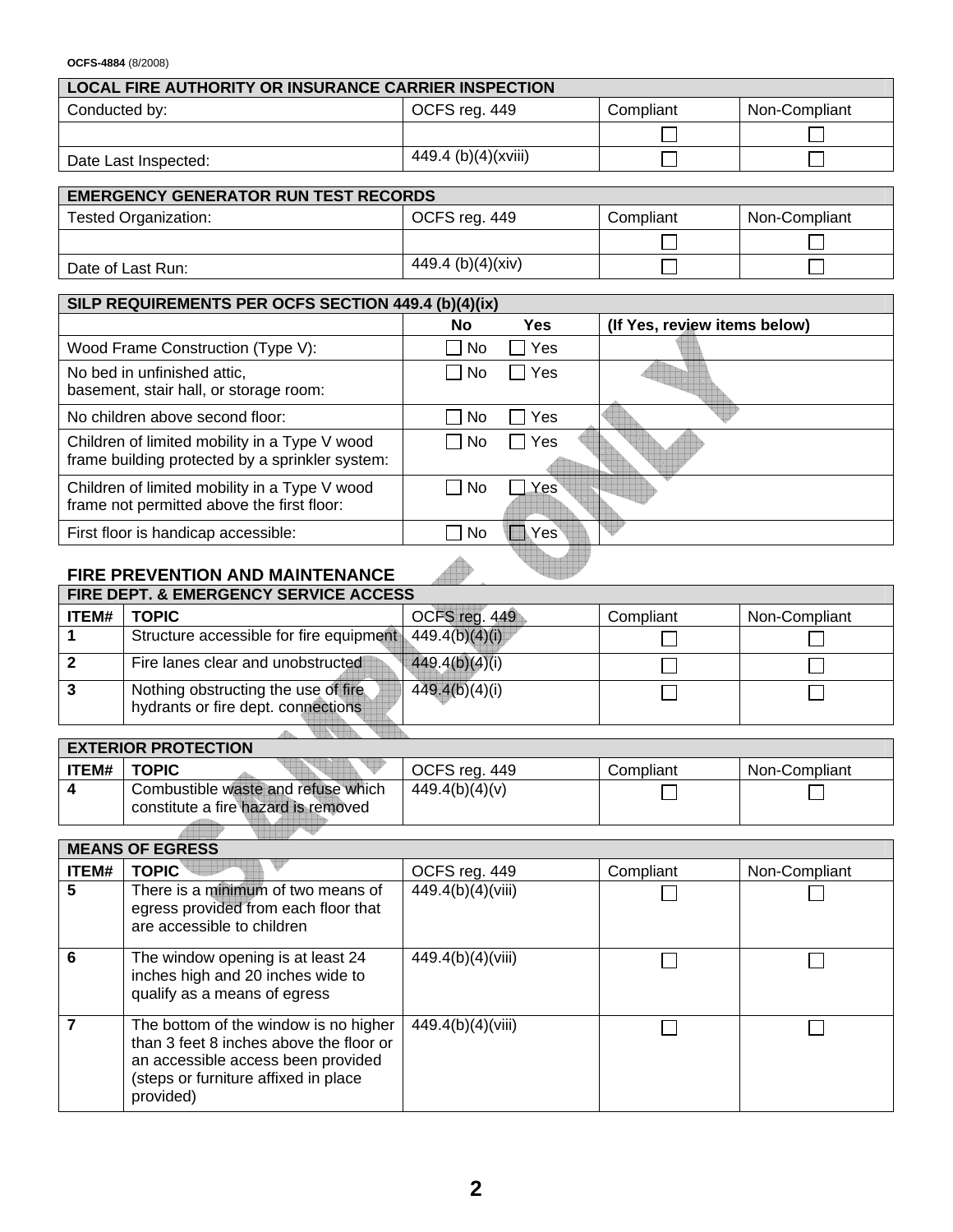OCFS-4884 (8/2008)

| LOCAL FIRE AUTHORITY OR INSURANCE CARRIER INSPECTION | | | |
|---|---|---|---|
| Conducted by: | OCFS reg. 449 | Compliant | Non-Compliant |
| | | ☐ | ☐ |
| Date Last Inspected: | 449.4 (b)(4)(xviii) | ☐ | ☐ |

| EMERGENCY GENERATOR RUN TEST RECORDS | | | |
|---|---|---|---|
| Tested Organization: | OCFS reg. 449 | Compliant | Non-Compliant |
| | | ☐ | ☐ |
| Date of Last Run: | 449.4 (b)(4)(xiv) | ☐ | ☐ |

| SILP REQUIREMENTS PER OCFS SECTION 449.4 (b)(4)(ix) | | |
|---|---|---|
| | No Yes | (If Yes, review items below) |
| Wood Frame Construction (Type V): | ☐ No ☐ Yes | |
| No bed in unfinished attic, basement, stair hall, or storage room: | ☐ No ☐ Yes | |
| No children above second floor: | ☐ No ☐ Yes | |
| Children of limited mobility in a Type V wood frame building protected by a sprinkler system: | ☐ No ☐ Yes | |
| Children of limited mobility in a Type V wood frame not permitted above the first floor: | ☐ No ☐ Yes | |
| First floor is handicap accessible: | ☐ No ☐ Yes | |

## FIRE PREVENTION AND MAINTENANCE

| FIRE DEPT. & EMERGENCY SERVICE ACCESS | | | | |
|---|---|---|---|---|
| ITEM# | TOPIC | OCFS reg. 449 | Compliant | Non-Compliant |
| 1 | Structure accessible for fire equipment | 449.4(b)(4)(i) | ☐ | ☐ |
| 2 | Fire lanes clear and unobstructed | 449.4(b)(4)(i) | ☐ | ☐ |
| 3 | Nothing obstructing the use of fire hydrants or fire dept. connections | 449.4(b)(4)(i) | ☐ | ☐ |

| EXTERIOR PROTECTION | | | | |
|---|---|---|---|---|
| ITEM# | TOPIC | OCFS reg. 449 | Compliant | Non-Compliant |
| 4 | Combustible waste and refuse which constitute a fire hazard is removed | 449.4(b)(4)(v) | ☐ | ☐ |

| MEANS OF EGRESS | | | | |
|---|---|---|---|---|
| ITEM# | TOPIC | OCFS reg. 449 | Compliant | Non-Compliant |
| 5 | There is a minimum of two means of egress provided from each floor that are accessible to children | 449.4(b)(4)(viii) | ☐ | ☐ |
| 6 | The window opening is at least 24 inches high and 20 inches wide to qualify as a means of egress | 449.4(b)(4)(viii) | ☐ | ☐ |
| 7 | The bottom of the window is no higher than 3 feet 8 inches above the floor or an accessible access been provided (steps or furniture affixed in place provided) | 449.4(b)(4)(viii) | ☐ | ☐ |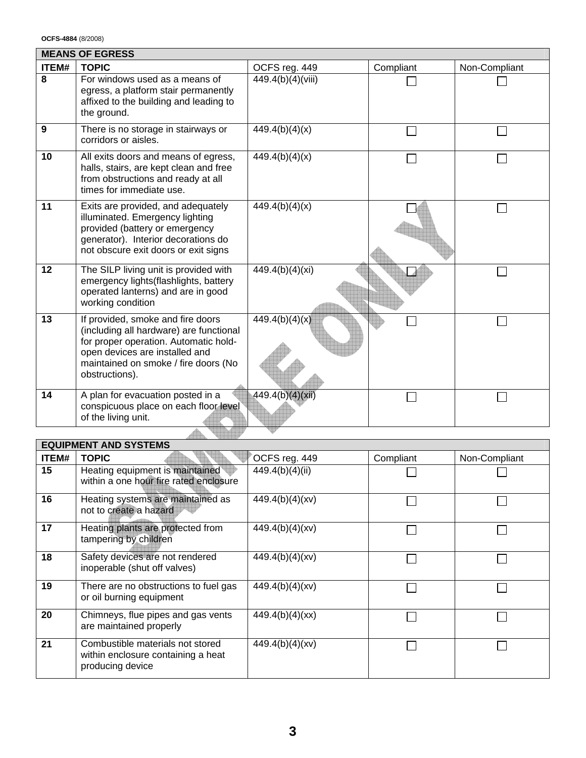OCFS-4884 (8/2008)

| MEANS OF EGRESS | | | | |
|---|---|---|---|---|
| **ITEM#** | **TOPIC** | OCFS reg. 449 | Compliant | Non-Compliant |
| **8** | For windows used as a means of egress, a platform stair permanently affixed to the building and leading to the ground. | 449.4(b)(4)(viii) | ☐ | ☐ |
| **9** | There is no storage in stairways or corridors or aisles. | 449.4(b)(4)(x) | ☐ | ☐ |
| **10** | All exits doors and means of egress, halls, stairs, are kept clean and free from obstructions and ready at all times for immediate use. | 449.4(b)(4)(x) | ☐ | ☐ |
| **11** | Exits are provided, and adequately illuminated. Emergency lighting provided (battery or emergency generator). Interior decorations do not obscure exit doors or exit signs | 449.4(b)(4)(x) | ☐ | ☐ |
| **12** | The SILP living unit is provided with emergency lights(flashlights, battery operated lanterns) and are in good working condition | 449.4(b)(4)(xi) | ☐ | ☐ |
| **13** | If provided, smoke and fire doors (including all hardware) are functional for proper operation. Automatic hold-open devices are installed and maintained on smoke / fire doors (No obstructions). | 449.4(b)(4)(x) | ☐ | ☐ |
| **14** | A plan for evacuation posted in a conspicuous place on each floor level of the living unit. | 449.4(b)(4)(xii) | ☐ | ☐ |

| EQUIPMENT AND SYSTEMS | | | | |
|---|---|---|---|---|
| **ITEM#** | **TOPIC** | OCFS reg. 449 | Compliant | Non-Compliant |
| **15** | Heating equipment is maintained within a one hour fire rated enclosure | 449.4(b)(4)(ii) | ☐ | ☐ |
| **16** | Heating systems are maintained as not to create a hazard | 449.4(b)(4)(xv) | ☐ | ☐ |
| **17** | Heating plants are protected from tampering by children | 449.4(b)(4)(xv) | ☐ | ☐ |
| **18** | Safety devices are not rendered inoperable (shut off valves) | 449.4(b)(4)(xv) | ☐ | ☐ |
| **19** | There are no obstructions to fuel gas or oil burning equipment | 449.4(b)(4)(xv) | ☐ | ☐ |
| **20** | Chimneys, flue pipes and gas vents are maintained properly | 449.4(b)(4)(xx) | ☐ | ☐ |
| **21** | Combustible materials not stored within enclosure containing a heat producing device | 449.4(b)(4)(xv) | ☐ | ☐ |

SAMPLE ONLY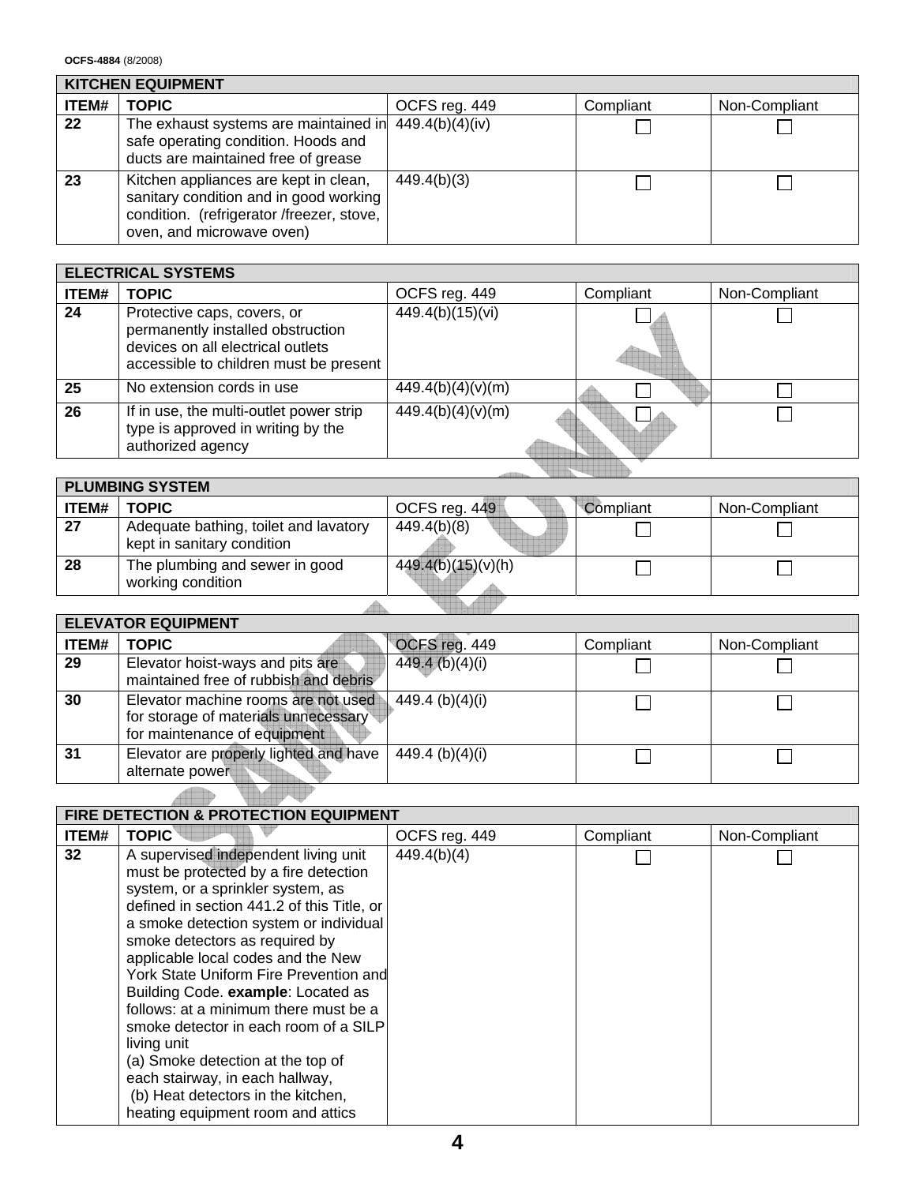OCFS-4884 (8/2008)

| KITCHEN EQUIPMENT | | | | |
|---|---|---|---|---|
| **ITEM#** | **TOPIC** | OCFS reg. 449 | Compliant | Non-Compliant |
| **22** | The exhaust systems are maintained in safe operating condition. Hoods and ducts are maintained free of grease | 449.4(b)(4)(iv) | ☐ | ☐ |
| **23** | Kitchen appliances are kept in clean, sanitary condition and in good working condition. (refrigerator /freezer, stove, oven, and microwave oven) | 449.4(b)(3) | ☐ | ☐ |

| ELECTRICAL SYSTEMS | | | | |
|---|---|---|---|---|
| **ITEM#** | **TOPIC** | OCFS reg. 449 | Compliant | Non-Compliant |
| **24** | Protective caps, covers, or permanently installed obstruction devices on all electrical outlets accessible to children must be present | 449.4(b)(15)(vi) | ☐ | ☐ |
| **25** | No extension cords in use | 449.4(b)(4)(v)(m) | ☐ | ☐ |
| **26** | If in use, the multi-outlet power strip type is approved in writing by the authorized agency | 449.4(b)(4)(v)(m) | ☐ | ☐ |

| PLUMBING SYSTEM | | | | |
|---|---|---|---|---|
| **ITEM#** | **TOPIC** | OCFS reg. 449 | Compliant | Non-Compliant |
| **27** | Adequate bathing, toilet and lavatory kept in sanitary condition | 449.4(b)(8) | ☐ | ☐ |
| **28** | The plumbing and sewer in good working condition | 449.4(b)(15)(v)(h) | ☐ | ☐ |

| ELEVATOR EQUIPMENT | | | | |
|---|---|---|---|---|
| **ITEM#** | **TOPIC** | OCFS reg. 449 | Compliant | Non-Compliant |
| **29** | Elevator hoist-ways and pits are maintained free of rubbish and debris | 449.4 (b)(4)(i) | ☐ | ☐ |
| **30** | Elevator machine rooms are not used for storage of materials unnecessary for maintenance of equipment | 449.4 (b)(4)(i) | ☐ | ☐ |
| **31** | Elevator are properly lighted and have alternate power | 449.4 (b)(4)(i) | ☐ | ☐ |

| FIRE DETECTION & PROTECTION EQUIPMENT | | | | |
|---|---|---|---|---|
| **ITEM#** | **TOPIC** | OCFS reg. 449 | Compliant | Non-Compliant |
| **32** | A supervised independent living unit must be protected by a fire detection system, or a sprinkler system, as defined in section 441.2 of this Title, or a smoke detection system or individual smoke detectors as required by applicable local codes and the New York State Uniform Fire Prevention and Building Code. **example**: Located as follows: at a minimum there must be a smoke detector in each room of a SILP living unit (a) Smoke detection at the top of each stairway, in each hallway, (b) Heat detectors in the kitchen, heating equipment room and attics | 449.4(b)(4) | ☐ | ☐ |

SAMPLE ONLY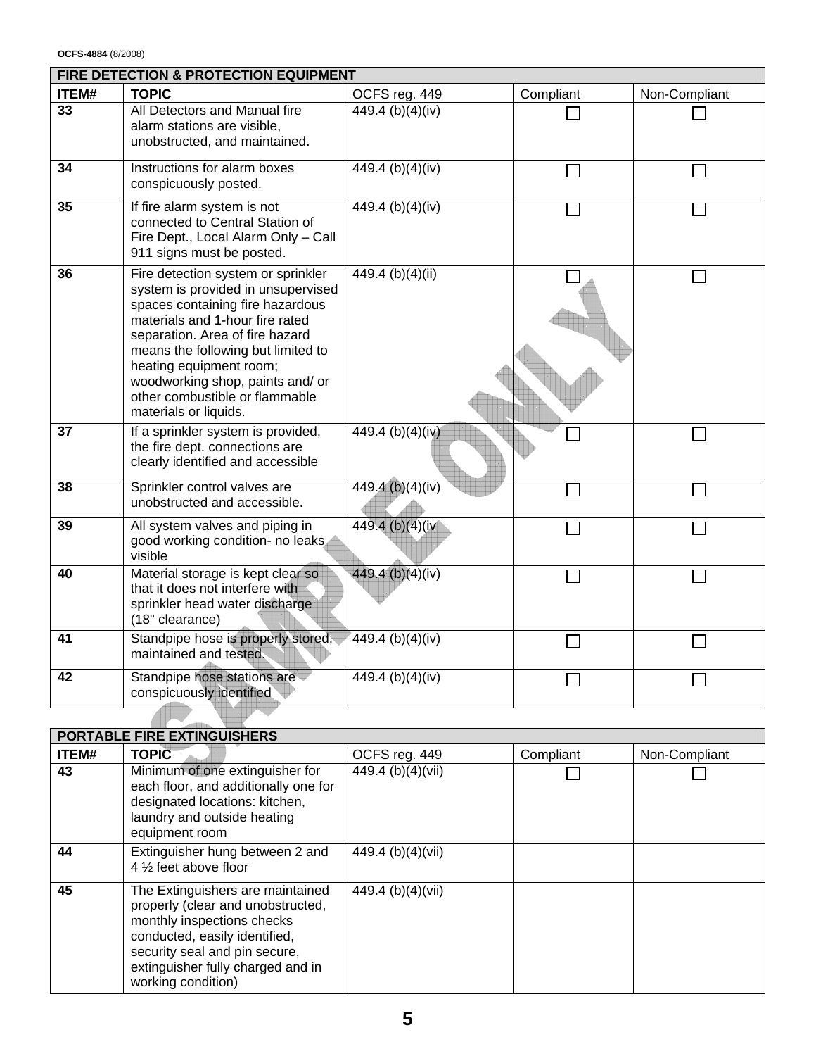OCFS-4884 (8/2008)

| FIRE DETECTION & PROTECTION EQUIPMENT | | | | |
|---|---|---|---|---|
| ITEM# | TOPIC | OCFS reg. 449 | Compliant | Non-Compliant |
| 33 | All Detectors and Manual fire alarm stations are visible, unobstructed, and maintained. | 449.4 (b)(4)(iv) | ☐ | ☐ |
| 34 | Instructions for alarm boxes conspicuously posted. | 449.4 (b)(4)(iv) | ☐ | ☐ |
| 35 | If fire alarm system is not connected to Central Station of Fire Dept., Local Alarm Only – Call 911 signs must be posted. | 449.4 (b)(4)(iv) | ☐ | ☐ |
| 36 | Fire detection system or sprinkler system is provided in unsupervised spaces containing fire hazardous materials and 1-hour fire rated separation. Area of fire hazard means the following but limited to heating equipment room; woodworking shop, paints and/ or other combustible or flammable materials or liquids. | 449.4 (b)(4)(ii) | ☐ | ☐ |
| 37 | If a sprinkler system is provided, the fire dept. connections are clearly identified and accessible | 449.4 (b)(4)(iv) | ☐ | ☐ |
| 38 | Sprinkler control valves are unobstructed and accessible. | 449.4 (b)(4)(iv) | ☐ | ☐ |
| 39 | All system valves and piping in good working condition- no leaks visible | 449.4 (b)(4)(iv | ☐ | ☐ |
| 40 | Material storage is kept clear so that it does not interfere with sprinkler head water discharge (18" clearance) | 449.4 (b)(4)(iv) | ☐ | ☐ |
| 41 | Standpipe hose is properly stored, maintained and tested. | 449.4 (b)(4)(iv) | ☐ | ☐ |
| 42 | Standpipe hose stations are conspicuously identified | 449.4 (b)(4)(iv) | ☐ | ☐ |

| PORTABLE FIRE EXTINGUISHERS | | | | |
|---|---|---|---|---|
| ITEM# | TOPIC | OCFS reg. 449 | Compliant | Non-Compliant |
| 43 | Minimum of one extinguisher for each floor, and additionally one for designated locations: kitchen, laundry and outside heating equipment room | 449.4 (b)(4)(vii) | ☐ | ☐ |
| 44 | Extinguisher hung between 2 and 4 ½ feet above floor | 449.4 (b)(4)(vii) | | |
| 45 | The Extinguishers are maintained properly (clear and unobstructed, monthly inspections checks conducted, easily identified, security seal and pin secure, extinguisher fully charged and in working condition) | 449.4 (b)(4)(vii) | | |

SAMPLE ONLY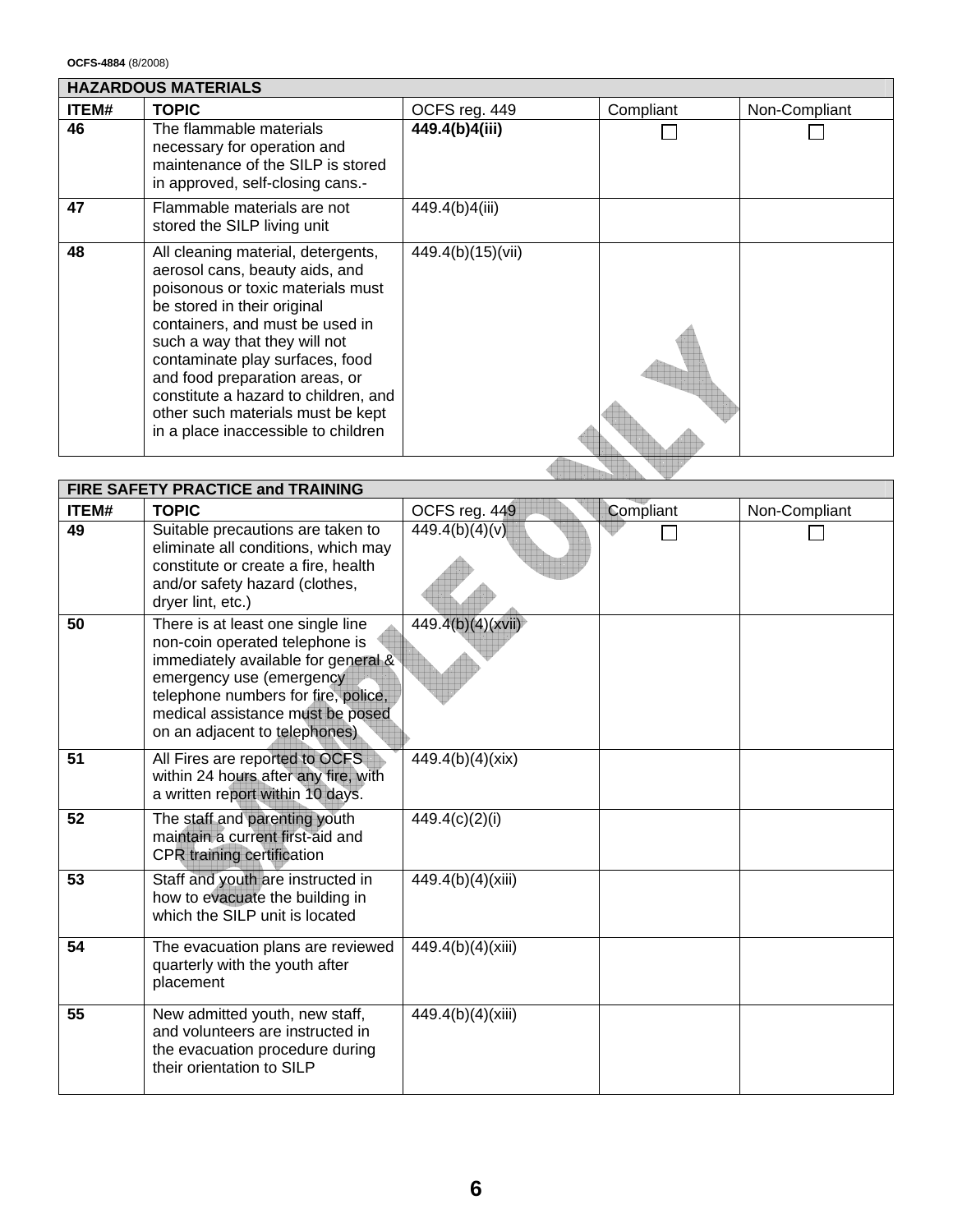OCFS-4884 (8/2008)

| HAZARDOUS MATERIALS | | | | |
|---|---|---|---|---|
| **ITEM#** | **TOPIC** | OCFS reg. 449 | Compliant | Non-Compliant |
| **46** | The flammable materials necessary for operation and maintenance of the SILP is stored in approved, self-closing cans.- | **449.4(b)4(iii)** | ☐ | ☐ |
| **47** | Flammable materials are not stored the SILP living unit | 449.4(b)4(iii) | | |
| **48** | All cleaning material, detergents, aerosol cans, beauty aids, and poisonous or toxic materials must be stored in their original containers, and must be used in such a way that they will not contaminate play surfaces, food and food preparation areas, or constitute a hazard to children, and other such materials must be kept in a place inaccessible to children | 449.4(b)(15)(vii) | | |

| FIRE SAFETY PRACTICE and TRAINING | | | | |
|---|---|---|---|---|
| **ITEM#** | **TOPIC** | OCFS reg. 449 | Compliant | Non-Compliant |
| **49** | Suitable precautions are taken to eliminate all conditions, which may constitute or create a fire, health and/or safety hazard (clothes, dryer lint, etc.) | 449.4(b)(4)(v) | ☐ | ☐ |
| **50** | There is at least one single line non-coin operated telephone is immediately available for general & emergency use (emergency telephone numbers for fire, police, medical assistance must be posed on an adjacent to telephones) | 449.4(b)(4)(xvii) | | |
| **51** | All Fires are reported to OCFS within 24 hours after any fire, with a written report within 10 days. | 449.4(b)(4)(xix) | | |
| **52** | The staff and parenting youth maintain a current first-aid and CPR training certification | 449.4(c)(2)(i) | | |
| **53** | Staff and youth are instructed in how to evacuate the building in which the SILP unit is located | 449.4(b)(4)(xiii) | | |
| **54** | The evacuation plans are reviewed quarterly with the youth after placement | 449.4(b)(4)(xiii) | | |
| **55** | New admitted youth, new staff, and volunteers are instructed in the evacuation procedure during their orientation to SILP | 449.4(b)(4)(xiii) | | |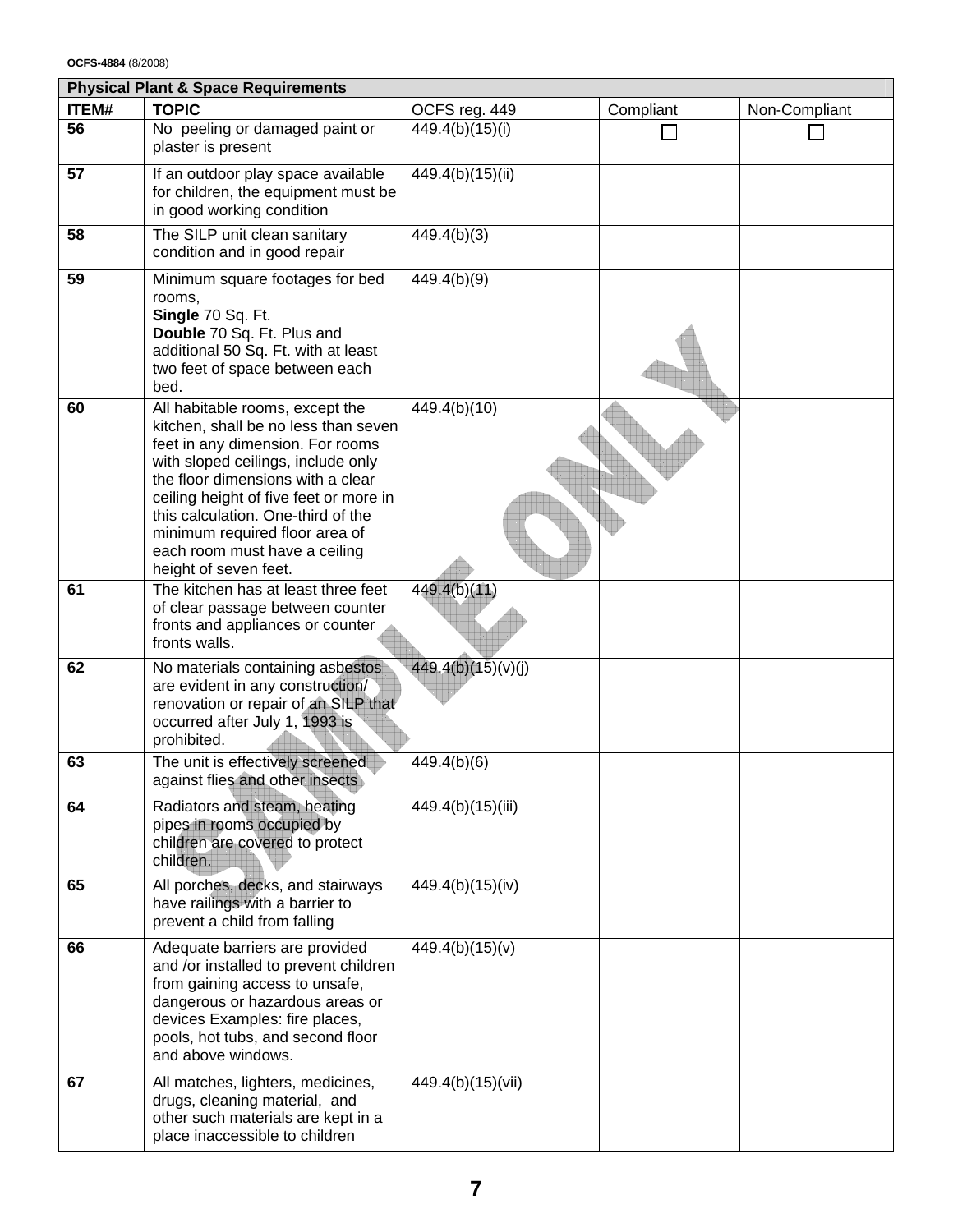OCFS-4884 (8/2008)

| Physical Plant & Space Requirements | | | | |
|---|---|---|---|---|
| **ITEM#** | **TOPIC** | OCFS reg. 449 | Compliant | Non-Compliant |
| **56** | No peeling or damaged paint or plaster is present | 449.4(b)(15)(i) | ☐ | ☐ |
| **57** | If an outdoor play space available for children, the equipment must be in good working condition | 449.4(b)(15)(ii) | | |
| **58** | The SILP unit clean sanitary condition and in good repair | 449.4(b)(3) | | |
| **59** | Minimum square footages for bed rooms, **Single** 70 Sq. Ft. **Double** 70 Sq. Ft. Plus and additional 50 Sq. Ft. with at least two feet of space between each bed. | 449.4(b)(9) | | |
| **60** | All habitable rooms, except the kitchen, shall be no less than seven feet in any dimension. For rooms with sloped ceilings, include only the floor dimensions with a clear ceiling height of five feet or more in this calculation. One-third of the minimum required floor area of each room must have a ceiling height of seven feet. | 449.4(b)(10) | | |
| **61** | The kitchen has at least three feet of clear passage between counter fronts and appliances or counter fronts walls. | 449.4(b)(11) | | |
| **62** | No materials containing asbestos are evident in any construction/ renovation or repair of an SILP that occurred after July 1, 1993 is prohibited. | 449.4(b)(15)(v)(j) | | |
| **63** | The unit is effectively screened against flies and other insects | 449.4(b)(6) | | |
| **64** | Radiators and steam, heating pipes in rooms occupied by children are covered to protect children. | 449.4(b)(15)(iii) | | |
| **65** | All porches, decks, and stairways have railings with a barrier to prevent a child from falling | 449.4(b)(15)(iv) | | |
| **66** | Adequate barriers are provided and /or installed to prevent children from gaining access to unsafe, dangerous or hazardous areas or devices Examples: fire places, pools, hot tubs, and second floor and above windows. | 449.4(b)(15)(v) | | |
| **67** | All matches, lighters, medicines, drugs, cleaning material, and other such materials are kept in a place inaccessible to children | 449.4(b)(15)(vii) | | |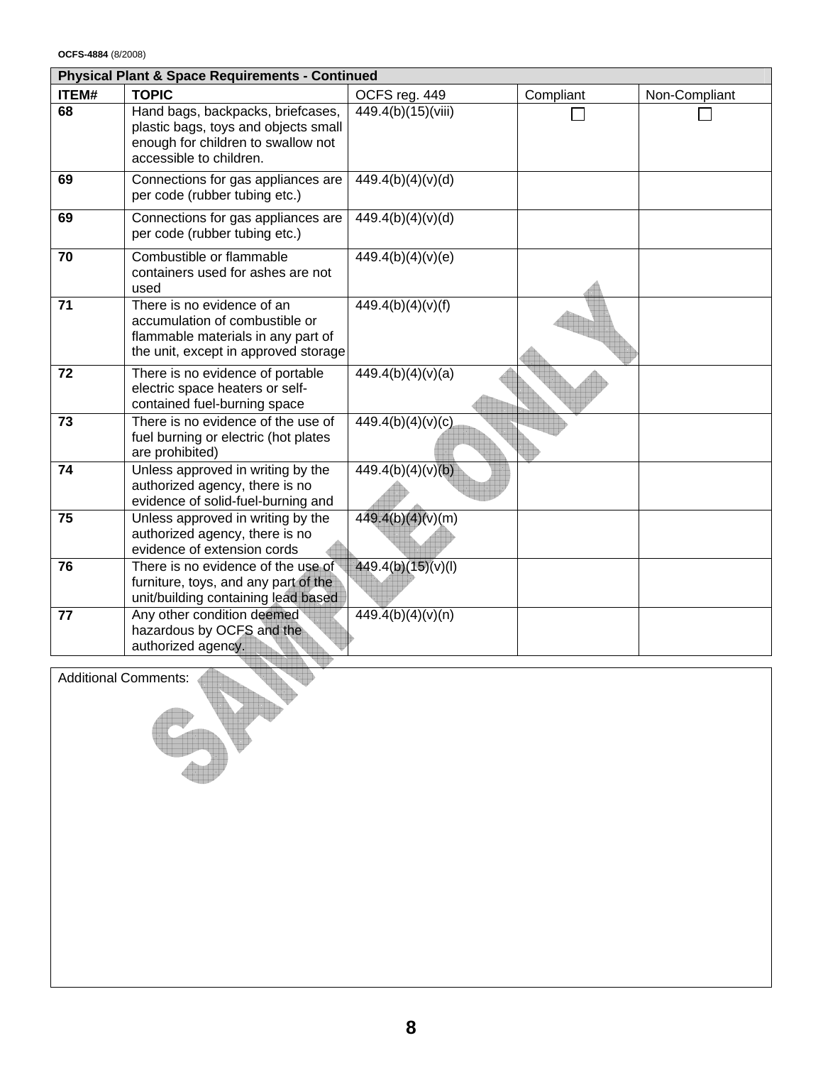OCFS-4884 (8/2008)

| Physical Plant & Space Requirements - Continued | | | | |
|---|---|---|---|---|
| **ITEM#** | **TOPIC** | OCFS reg. 449 | Compliant | Non-Compliant |
| **68** | Hand bags, backpacks, briefcases, plastic bags, toys and objects small enough for children to swallow not accessible to children. | 449.4(b)(15)(viii) | ☐ | ☐ |
| **69** | Connections for gas appliances are per code (rubber tubing etc.) | 449.4(b)(4)(v)(d) | | |
| **69** | Connections for gas appliances are per code (rubber tubing etc.) | 449.4(b)(4)(v)(d) | | |
| **70** | Combustible or flammable containers used for ashes are not used | 449.4(b)(4)(v)(e) | | |
| **71** | There is no evidence of an accumulation of combustible or flammable materials in any part of the unit, except in approved storage | 449.4(b)(4)(v)(f) | | |
| **72** | There is no evidence of portable electric space heaters or self-contained fuel-burning space | 449.4(b)(4)(v)(a) | | |
| **73** | There is no evidence of the use of fuel burning or electric (hot plates are prohibited) | 449.4(b)(4)(v)(c) | | |
| **74** | Unless approved in writing by the authorized agency, there is no evidence of solid-fuel-burning and | 449.4(b)(4)(v)(b) | | |
| **75** | Unless approved in writing by the authorized agency, there is no evidence of extension cords | 449.4(b)(4)(v)(m) | | |
| **76** | There is no evidence of the use of furniture, toys, and any part of the unit/building containing lead based | 449.4(b)(15)(v)(l) | | |
| **77** | Any other condition deemed hazardous by OCFS and the authorized agency. | 449.4(b)(4)(v)(n) | | |

Additional Comments: